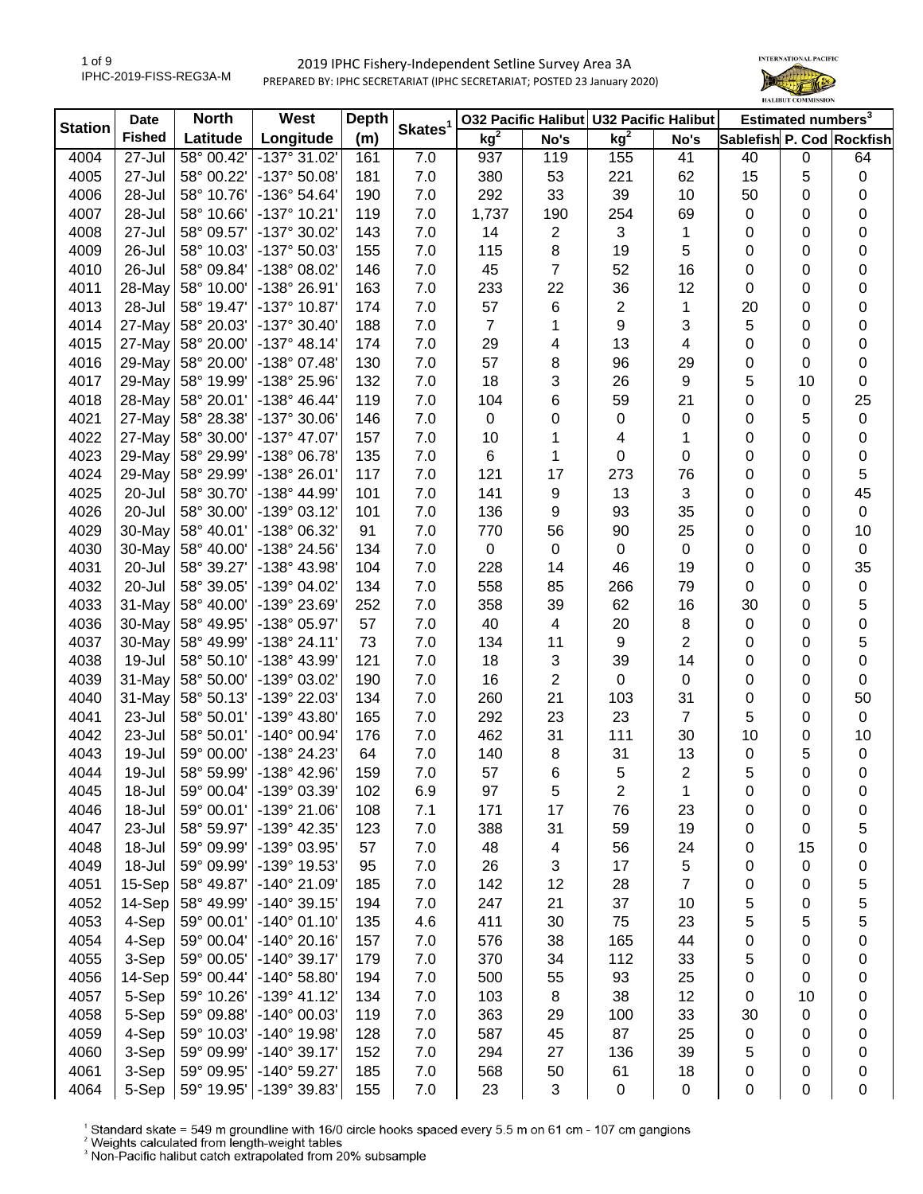# 2019 IPHC Fishery-Independent Setline Survey Area 3A

PREPARED BY: IPHC SECRETARIAT (IPHC SECRETARIAT; POSTED 23 January 2020)

IPHC-2019-FISS-REG3A-M

| Station | Date Fished | North Latitude | West Longitude | Depth (m) | Skates[1] | O32 Pacific Halibut kg[2] | O32 Pacific Halibut No's | U32 Pacific Halibut kg[2] | U32 Pacific Halibut No's | Estimated numbers[3] Sablefish | Estimated numbers[3] P. Cod | Estimated numbers[3] Rockfish |
|---|---|---|---|---|---|---|---|---|---|---|---|---|
| 4004 | 27-Jul | 58° 00.42' | -137° 31.02' | 161 | 7.0 | 937 | 119 | 155 | 41 | 40 | 0 | 64 |
| 4005 | 27-Jul | 58° 00.22' | -137° 50.08' | 181 | 7.0 | 380 | 53 | 221 | 62 | 15 | 5 | 0 |
| 4006 | 28-Jul | 58° 10.76' | -136° 54.64' | 190 | 7.0 | 292 | 33 | 39 | 10 | 50 | 0 | 0 |
| 4007 | 28-Jul | 58° 10.66' | -137° 10.21' | 119 | 7.0 | 1,737 | 190 | 254 | 69 | 0 | 0 | 0 |
| 4008 | 27-Jul | 58° 09.57' | -137° 30.02' | 143 | 7.0 | 14 | 2 | 3 | 1 | 0 | 0 | 0 |
| 4009 | 26-Jul | 58° 10.03' | -137° 50.03' | 155 | 7.0 | 115 | 8 | 19 | 5 | 0 | 0 | 0 |
| 4010 | 26-Jul | 58° 09.84' | -138° 08.02' | 146 | 7.0 | 45 | 7 | 52 | 16 | 0 | 0 | 0 |
| 4011 | 28-May | 58° 10.00' | -138° 26.91' | 163 | 7.0 | 233 | 22 | 36 | 12 | 0 | 0 | 0 |
| 4013 | 28-Jul | 58° 19.47' | -137° 10.87' | 174 | 7.0 | 57 | 6 | 2 | 1 | 20 | 0 | 0 |
| 4014 | 27-May | 58° 20.03' | -137° 30.40' | 188 | 7.0 | 7 | 1 | 9 | 3 | 5 | 0 | 0 |
| 4015 | 27-May | 58° 20.00' | -137° 48.14' | 174 | 7.0 | 29 | 4 | 13 | 4 | 0 | 0 | 0 |
| 4016 | 29-May | 58° 20.00' | -138° 07.48' | 130 | 7.0 | 57 | 8 | 96 | 29 | 0 | 0 | 0 |
| 4017 | 29-May | 58° 19.99' | -138° 25.96' | 132 | 7.0 | 18 | 3 | 26 | 9 | 5 | 10 | 0 |
| 4018 | 28-May | 58° 20.01' | -138° 46.44' | 119 | 7.0 | 104 | 6 | 59 | 21 | 0 | 0 | 25 |
| 4021 | 27-May | 58° 28.38' | -137° 30.06' | 146 | 7.0 | 0 | 0 | 0 | 0 | 0 | 5 | 0 |
| 4022 | 27-May | 58° 30.00' | -137° 47.07' | 157 | 7.0 | 10 | 1 | 4 | 1 | 0 | 0 | 0 |
| 4023 | 29-May | 58° 29.99' | -138° 06.78' | 135 | 7.0 | 6 | 1 | 0 | 0 | 0 | 0 | 0 |
| 4024 | 29-May | 58° 29.99' | -138° 26.01' | 117 | 7.0 | 121 | 17 | 273 | 76 | 0 | 0 | 5 |
| 4025 | 20-Jul | 58° 30.70' | -138° 44.99' | 101 | 7.0 | 141 | 9 | 13 | 3 | 0 | 0 | 45 |
| 4026 | 20-Jul | 58° 30.00' | -139° 03.12' | 101 | 7.0 | 136 | 9 | 93 | 35 | 0 | 0 | 0 |
| 4029 | 30-May | 58° 40.01' | -138° 06.32' | 91 | 7.0 | 770 | 56 | 90 | 25 | 0 | 0 | 10 |
| 4030 | 30-May | 58° 40.00' | -138° 24.56' | 134 | 7.0 | 0 | 0 | 0 | 0 | 0 | 0 | 0 |
| 4031 | 20-Jul | 58° 39.27' | -138° 43.98' | 104 | 7.0 | 228 | 14 | 46 | 19 | 0 | 0 | 35 |
| 4032 | 20-Jul | 58° 39.05' | -139° 04.02' | 134 | 7.0 | 558 | 85 | 266 | 79 | 0 | 0 | 0 |
| 4033 | 31-May | 58° 40.00' | -139° 23.69' | 252 | 7.0 | 358 | 39 | 62 | 16 | 30 | 0 | 5 |
| 4036 | 30-May | 58° 49.95' | -138° 05.97' | 57 | 7.0 | 40 | 4 | 20 | 8 | 0 | 0 | 0 |
| 4037 | 30-May | 58° 49.99' | -138° 24.11' | 73 | 7.0 | 134 | 11 | 9 | 2 | 0 | 0 | 5 |
| 4038 | 19-Jul | 58° 50.10' | -138° 43.99' | 121 | 7.0 | 18 | 3 | 39 | 14 | 0 | 0 | 0 |
| 4039 | 31-May | 58° 50.00' | -139° 03.02' | 190 | 7.0 | 16 | 2 | 0 | 0 | 0 | 0 | 0 |
| 4040 | 31-May | 58° 50.13' | -139° 22.03' | 134 | 7.0 | 260 | 21 | 103 | 31 | 0 | 0 | 50 |
| 4041 | 23-Jul | 58° 50.01' | -139° 43.80' | 165 | 7.0 | 292 | 23 | 23 | 7 | 5 | 0 | 0 |
| 4042 | 23-Jul | 58° 50.01' | -140° 00.94' | 176 | 7.0 | 462 | 31 | 111 | 30 | 10 | 0 | 10 |
| 4043 | 19-Jul | 59° 00.00' | -138° 24.23' | 64 | 7.0 | 140 | 8 | 31 | 13 | 0 | 5 | 0 |
| 4044 | 19-Jul | 58° 59.99' | -138° 42.96' | 159 | 7.0 | 57 | 6 | 5 | 2 | 5 | 0 | 0 |
| 4045 | 18-Jul | 59° 00.04' | -139° 03.39' | 102 | 6.9 | 97 | 5 | 2 | 1 | 0 | 0 | 0 |
| 4046 | 18-Jul | 59° 00.01' | -139° 21.06' | 108 | 7.1 | 171 | 17 | 76 | 23 | 0 | 0 | 0 |
| 4047 | 23-Jul | 58° 59.97' | -139° 42.35' | 123 | 7.0 | 388 | 31 | 59 | 19 | 0 | 0 | 5 |
| 4048 | 18-Jul | 59° 09.99' | -139° 03.95' | 57 | 7.0 | 48 | 4 | 56 | 24 | 0 | 15 | 0 |
| 4049 | 18-Jul | 59° 09.99' | -139° 19.53' | 95 | 7.0 | 26 | 3 | 17 | 5 | 0 | 0 | 0 |
| 4051 | 15-Sep | 58° 49.87' | -140° 21.09' | 185 | 7.0 | 142 | 12 | 28 | 7 | 0 | 0 | 5 |
| 4052 | 14-Sep | 58° 49.99' | -140° 39.15' | 194 | 7.0 | 247 | 21 | 37 | 10 | 5 | 0 | 5 |
| 4053 | 4-Sep | 59° 00.01' | -140° 01.10' | 135 | 4.6 | 411 | 30 | 75 | 23 | 5 | 5 | 5 |
| 4054 | 4-Sep | 59° 00.04' | -140° 20.16' | 157 | 7.0 | 576 | 38 | 165 | 44 | 0 | 0 | 0 |
| 4055 | 3-Sep | 59° 00.05' | -140° 39.17' | 179 | 7.0 | 370 | 34 | 112 | 33 | 5 | 0 | 0 |
| 4056 | 14-Sep | 59° 00.44' | -140° 58.80' | 194 | 7.0 | 500 | 55 | 93 | 25 | 0 | 0 | 0 |
| 4057 | 5-Sep | 59° 10.26' | -139° 41.12' | 134 | 7.0 | 103 | 8 | 38 | 12 | 0 | 10 | 0 |
| 4058 | 5-Sep | 59° 09.88' | -140° 00.03' | 119 | 7.0 | 363 | 29 | 100 | 33 | 30 | 0 | 0 |
| 4059 | 4-Sep | 59° 10.03' | -140° 19.98' | 128 | 7.0 | 587 | 45 | 87 | 25 | 0 | 0 | 0 |
| 4060 | 3-Sep | 59° 09.99' | -140° 39.17' | 152 | 7.0 | 294 | 27 | 136 | 39 | 5 | 0 | 0 |
| 4061 | 3-Sep | 59° 09.95' | -140° 59.27' | 185 | 7.0 | 568 | 50 | 61 | 18 | 0 | 0 | 0 |
| 4064 | 5-Sep | 59° 19.95' | -139° 39.83' | 155 | 7.0 | 23 | 3 | 0 | 0 | 0 | 0 | 0 |

[1] Standard skate = 549 m groundline with 16/0 circle hooks spaced every 5.5 m on 61 cm - 107 cm gangions

[2] Weights calculated from length-weight tables

[3] Non-Pacific halibut catch extrapolated from 20% subsample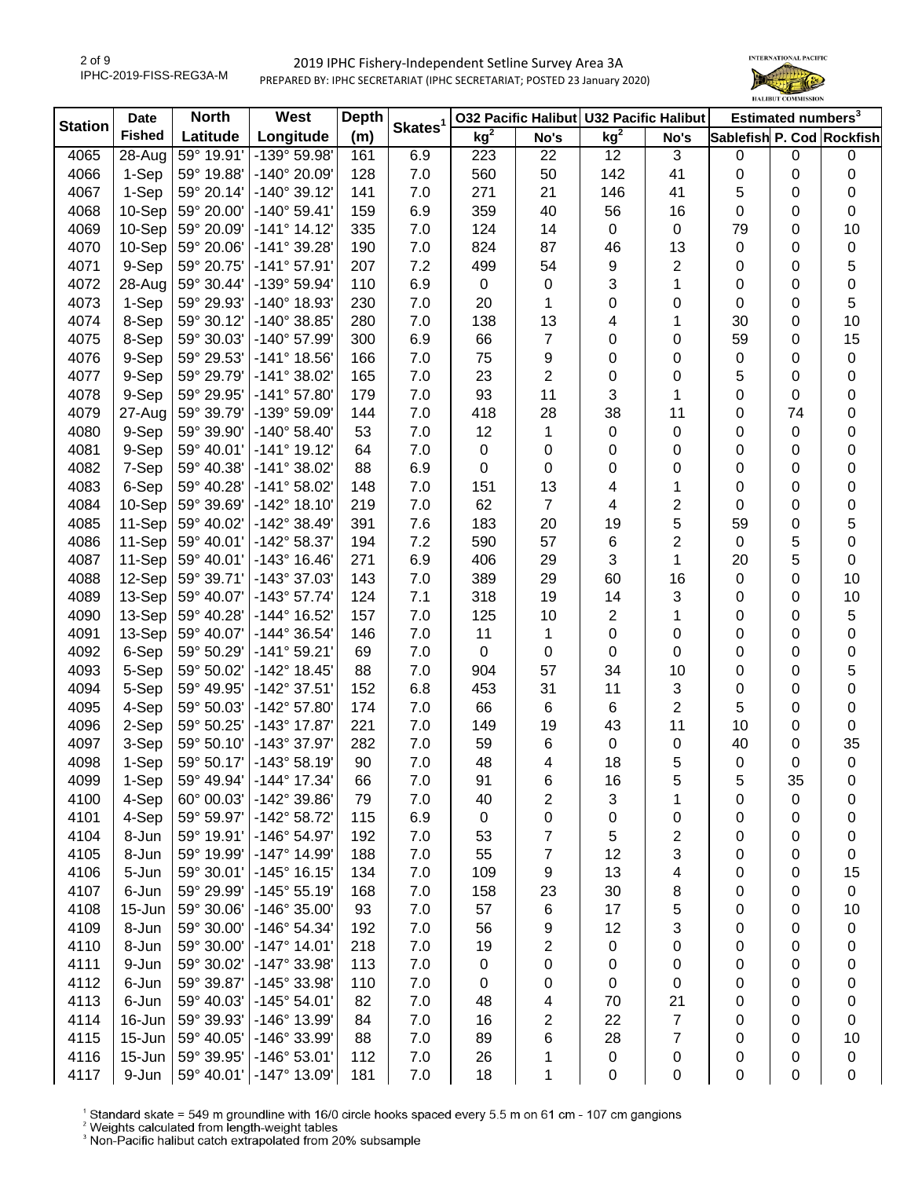# 2019 IPHC Fishery-Independent Setline Survey Area 3A

PREPARED BY: IPHC SECRETARIAT (IPHC SECRETARIAT; POSTED 23 January 2020)

| Station | Date Fished | North Latitude | West Longitude | Depth (m) | Skates[1] | O32 Pacific Halibut kg[2] | O32 Pacific Halibut No's | U32 Pacific Halibut kg[2] | U32 Pacific Halibut No's | Estimated numbers[3] Sablefish | P. Cod | Rockfish |
|---|---|---|---|---|---|---|---|---|---|---|---|---|
| 4065 | 28-Aug | 59° 19.91' | -139° 59.98' | 161 | 6.9 | 223 | 22 | 12 | 3 | 0 | 0 | 0 |
| 4066 | 1-Sep | 59° 19.88' | -140° 20.09' | 128 | 7.0 | 560 | 50 | 142 | 41 | 0 | 0 | 0 |
| 4067 | 1-Sep | 59° 20.14' | -140° 39.12' | 141 | 7.0 | 271 | 21 | 146 | 41 | 5 | 0 | 0 |
| 4068 | 10-Sep | 59° 20.00' | -140° 59.41' | 159 | 6.9 | 359 | 40 | 56 | 16 | 0 | 0 | 0 |
| 4069 | 10-Sep | 59° 20.09' | -141° 14.12' | 335 | 7.0 | 124 | 14 | 0 | 0 | 79 | 0 | 10 |
| 4070 | 10-Sep | 59° 20.06' | -141° 39.28' | 190 | 7.0 | 824 | 87 | 46 | 13 | 0 | 0 | 0 |
| 4071 | 9-Sep | 59° 20.75' | -141° 57.91' | 207 | 7.2 | 499 | 54 | 9 | 2 | 0 | 0 | 5 |
| 4072 | 28-Aug | 59° 30.44' | -139° 59.94' | 110 | 6.9 | 0 | 0 | 3 | 1 | 0 | 0 | 0 |
| 4073 | 1-Sep | 59° 29.93' | -140° 18.93' | 230 | 7.0 | 20 | 1 | 0 | 0 | 0 | 0 | 5 |
| 4074 | 8-Sep | 59° 30.12' | -140° 38.85' | 280 | 7.0 | 138 | 13 | 4 | 1 | 30 | 0 | 10 |
| 4075 | 8-Sep | 59° 30.03' | -140° 57.99' | 300 | 6.9 | 66 | 7 | 0 | 0 | 59 | 0 | 15 |
| 4076 | 9-Sep | 59° 29.53' | -141° 18.56' | 166 | 7.0 | 75 | 9 | 0 | 0 | 0 | 0 | 0 |
| 4077 | 9-Sep | 59° 29.79' | -141° 38.02' | 165 | 7.0 | 23 | 2 | 0 | 0 | 5 | 0 | 0 |
| 4078 | 9-Sep | 59° 29.95' | -141° 57.80' | 179 | 7.0 | 93 | 11 | 3 | 1 | 0 | 0 | 0 |
| 4079 | 27-Aug | 59° 39.79' | -139° 59.09' | 144 | 7.0 | 418 | 28 | 38 | 11 | 0 | 74 | 0 |
| 4080 | 9-Sep | 59° 39.90' | -140° 58.40' | 53 | 7.0 | 12 | 1 | 0 | 0 | 0 | 0 | 0 |
| 4081 | 9-Sep | 59° 40.01' | -141° 19.12' | 64 | 7.0 | 0 | 0 | 0 | 0 | 0 | 0 | 0 |
| 4082 | 7-Sep | 59° 40.38' | -141° 38.02' | 88 | 6.9 | 0 | 0 | 0 | 0 | 0 | 0 | 0 |
| 4083 | 6-Sep | 59° 40.28' | -141° 58.02' | 148 | 7.0 | 151 | 13 | 4 | 1 | 0 | 0 | 0 |
| 4084 | 10-Sep | 59° 39.69' | -142° 18.10' | 219 | 7.0 | 62 | 7 | 4 | 2 | 0 | 0 | 0 |
| 4085 | 11-Sep | 59° 40.02' | -142° 38.49' | 391 | 7.6 | 183 | 20 | 19 | 5 | 59 | 0 | 5 |
| 4086 | 11-Sep | 59° 40.01' | -142° 58.37' | 194 | 7.2 | 590 | 57 | 6 | 2 | 0 | 5 | 0 |
| 4087 | 11-Sep | 59° 40.01' | -143° 16.46' | 271 | 6.9 | 406 | 29 | 3 | 1 | 20 | 5 | 0 |
| 4088 | 12-Sep | 59° 39.71' | -143° 37.03' | 143 | 7.0 | 389 | 29 | 60 | 16 | 0 | 0 | 10 |
| 4089 | 13-Sep | 59° 40.07' | -143° 57.74' | 124 | 7.1 | 318 | 19 | 14 | 3 | 0 | 0 | 10 |
| 4090 | 13-Sep | 59° 40.28' | -144° 16.52' | 157 | 7.0 | 125 | 10 | 2 | 1 | 0 | 0 | 5 |
| 4091 | 13-Sep | 59° 40.07' | -144° 36.54' | 146 | 7.0 | 11 | 1 | 0 | 0 | 0 | 0 | 0 |
| 4092 | 6-Sep | 59° 50.29' | -141° 59.21' | 69 | 7.0 | 0 | 0 | 0 | 0 | 0 | 0 | 0 |
| 4093 | 5-Sep | 59° 50.02' | -142° 18.45' | 88 | 7.0 | 904 | 57 | 34 | 10 | 0 | 0 | 5 |
| 4094 | 5-Sep | 59° 49.95' | -142° 37.51' | 152 | 6.8 | 453 | 31 | 11 | 3 | 0 | 0 | 0 |
| 4095 | 4-Sep | 59° 50.03' | -142° 57.80' | 174 | 7.0 | 66 | 6 | 6 | 2 | 5 | 0 | 0 |
| 4096 | 2-Sep | 59° 50.25' | -143° 17.87' | 221 | 7.0 | 149 | 19 | 43 | 11 | 10 | 0 | 0 |
| 4097 | 3-Sep | 59° 50.10' | -143° 37.97' | 282 | 7.0 | 59 | 6 | 0 | 0 | 40 | 0 | 35 |
| 4098 | 1-Sep | 59° 50.17' | -143° 58.19' | 90 | 7.0 | 48 | 4 | 18 | 5 | 0 | 0 | 0 |
| 4099 | 1-Sep | 59° 49.94' | -144° 17.34' | 66 | 7.0 | 91 | 6 | 16 | 5 | 5 | 35 | 0 |
| 4100 | 4-Sep | 60° 00.03' | -142° 39.86' | 79 | 7.0 | 40 | 2 | 3 | 1 | 0 | 0 | 0 |
| 4101 | 4-Sep | 59° 59.97' | -142° 58.72' | 115 | 6.9 | 0 | 0 | 0 | 0 | 0 | 0 | 0 |
| 4104 | 8-Jun | 59° 19.91' | -146° 54.97' | 192 | 7.0 | 53 | 7 | 5 | 2 | 0 | 0 | 0 |
| 4105 | 8-Jun | 59° 19.99' | -147° 14.99' | 188 | 7.0 | 55 | 7 | 12 | 3 | 0 | 0 | 0 |
| 4106 | 5-Jun | 59° 30.01' | -145° 16.15' | 134 | 7.0 | 109 | 9 | 13 | 4 | 0 | 0 | 15 |
| 4107 | 6-Jun | 59° 29.99' | -145° 55.19' | 168 | 7.0 | 158 | 23 | 30 | 8 | 0 | 0 | 0 |
| 4108 | 15-Jun | 59° 30.06' | -146° 35.00' | 93 | 7.0 | 57 | 6 | 17 | 5 | 0 | 0 | 10 |
| 4109 | 8-Jun | 59° 30.00' | -146° 54.34' | 192 | 7.0 | 56 | 9 | 12 | 3 | 0 | 0 | 0 |
| 4110 | 8-Jun | 59° 30.00' | -147° 14.01' | 218 | 7.0 | 19 | 2 | 0 | 0 | 0 | 0 | 0 |
| 4111 | 9-Jun | 59° 30.02' | -147° 33.98' | 113 | 7.0 | 0 | 0 | 0 | 0 | 0 | 0 | 0 |
| 4112 | 6-Jun | 59° 39.87' | -145° 33.98' | 110 | 7.0 | 0 | 0 | 0 | 0 | 0 | 0 | 0 |
| 4113 | 6-Jun | 59° 40.03' | -145° 54.01' | 82 | 7.0 | 48 | 4 | 70 | 21 | 0 | 0 | 0 |
| 4114 | 16-Jun | 59° 39.93' | -146° 13.99' | 84 | 7.0 | 16 | 2 | 22 | 7 | 0 | 0 | 0 |
| 4115 | 15-Jun | 59° 40.05' | -146° 33.99' | 88 | 7.0 | 89 | 6 | 28 | 7 | 0 | 0 | 10 |
| 4116 | 15-Jun | 59° 39.95' | -146° 53.01' | 112 | 7.0 | 26 | 1 | 0 | 0 | 0 | 0 | 0 |
| 4117 | 9-Jun | 59° 40.01' | -147° 13.09' | 181 | 7.0 | 18 | 1 | 0 | 0 | 0 | 0 | 0 |

[1] Standard skate = 549 m groundline with 16/0 circle hooks spaced every 5.5 m on 61 cm - 107 cm gangions
[2] Weights calculated from length-weight tables
[3] Non-Pacific halibut catch extrapolated from 20% subsample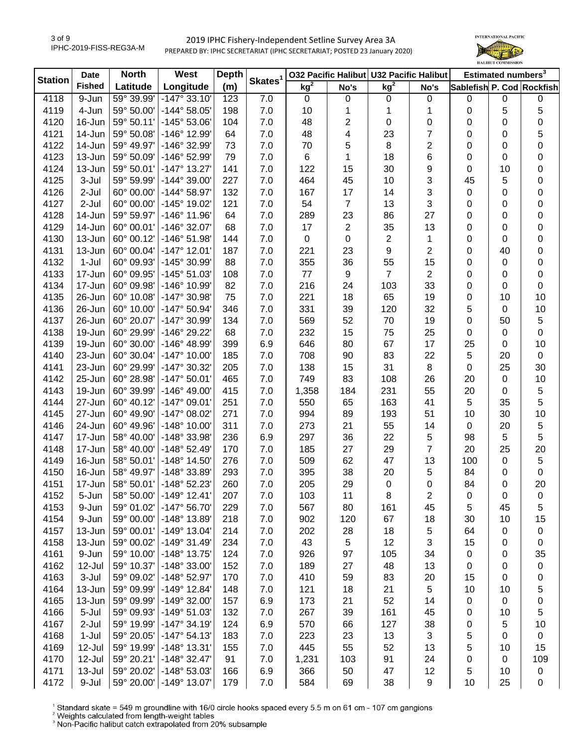# 2019 IPHC Fishery-Independent Setline Survey Area 3A

PREPARED BY: IPHC SECRETARIAT (IPHC SECRETARIAT; POSTED 23 January 2020)

| Station | Date Fished | North Latitude | West Longitude | Depth (m) | Skates[1] | O32 Pacific Halibut | | U32 Pacific Halibut | | Estimated numbers[3] | | |
|---|---|---|---|---|---|---|---|---|---|---|---|---|
| | | | | | | kg[2] | No's | kg[2] | No's | Sablefish | P. Cod | Rockfish |
| 4118 | 9-Jun | 59° 39.99' | -147° 33.10' | 123 | 7.0 | 0 | 0 | 0 | 0 | 0 | 0 | 0 |
| 4119 | 4-Jun | 59° 50.00' | -144° 58.05' | 198 | 7.0 | 10 | 1 | 1 | 1 | 0 | 5 | 5 |
| 4120 | 16-Jun | 59° 50.11' | -145° 53.06' | 104 | 7.0 | 48 | 2 | 0 | 0 | 0 | 0 | 0 |
| 4121 | 14-Jun | 59° 50.08' | -146° 12.99' | 64 | 7.0 | 48 | 4 | 23 | 7 | 0 | 0 | 5 |
| 4122 | 14-Jun | 59° 49.97' | -146° 32.99' | 73 | 7.0 | 70 | 5 | 8 | 2 | 0 | 0 | 0 |
| 4123 | 13-Jun | 59° 50.09' | -146° 52.99' | 79 | 7.0 | 6 | 1 | 18 | 6 | 0 | 0 | 0 |
| 4124 | 13-Jun | 59° 50.01' | -147° 13.27' | 141 | 7.0 | 122 | 15 | 30 | 9 | 0 | 10 | 0 |
| 4125 | 3-Jul | 59° 59.99' | -144° 39.00' | 227 | 7.0 | 464 | 45 | 10 | 3 | 45 | 5 | 0 |
| 4126 | 2-Jul | 60° 00.00' | -144° 58.97' | 132 | 7.0 | 167 | 17 | 14 | 3 | 0 | 0 | 0 |
| 4127 | 2-Jul | 60° 00.00' | -145° 19.02' | 121 | 7.0 | 54 | 7 | 13 | 3 | 0 | 0 | 0 |
| 4128 | 14-Jun | 59° 59.97' | -146° 11.96' | 64 | 7.0 | 289 | 23 | 86 | 27 | 0 | 0 | 0 |
| 4129 | 14-Jun | 60° 00.01' | -146° 32.07' | 68 | 7.0 | 17 | 2 | 35 | 13 | 0 | 0 | 0 |
| 4130 | 13-Jun | 60° 00.12' | -146° 51.98' | 144 | 7.0 | 0 | 0 | 2 | 1 | 0 | 0 | 0 |
| 4131 | 13-Jun | 60° 00.04' | -147° 12.01' | 187 | 7.0 | 221 | 23 | 9 | 2 | 0 | 40 | 0 |
| 4132 | 1-Jul | 60° 09.93' | -145° 30.99' | 88 | 7.0 | 355 | 36 | 55 | 15 | 0 | 0 | 0 |
| 4133 | 17-Jun | 60° 09.95' | -145° 51.03' | 108 | 7.0 | 77 | 9 | 7 | 2 | 0 | 0 | 0 |
| 4134 | 17-Jun | 60° 09.98' | -146° 10.99' | 82 | 7.0 | 216 | 24 | 103 | 33 | 0 | 0 | 0 |
| 4135 | 26-Jun | 60° 10.08' | -147° 30.98' | 75 | 7.0 | 221 | 18 | 65 | 19 | 0 | 10 | 10 |
| 4136 | 26-Jun | 60° 10.00' | -147° 50.94' | 346 | 7.0 | 331 | 39 | 120 | 32 | 5 | 0 | 10 |
| 4137 | 26-Jun | 60° 20.07' | -147° 30.99' | 134 | 7.0 | 569 | 52 | 70 | 19 | 0 | 50 | 5 |
| 4138 | 19-Jun | 60° 29.99' | -146° 29.22' | 68 | 7.0 | 232 | 15 | 75 | 25 | 0 | 0 | 0 |
| 4139 | 19-Jun | 60° 30.00' | -146° 48.99' | 399 | 6.9 | 646 | 80 | 67 | 17 | 25 | 0 | 10 |
| 4140 | 23-Jun | 60° 30.04' | -147° 10.00' | 185 | 7.0 | 708 | 90 | 83 | 22 | 5 | 20 | 0 |
| 4141 | 23-Jun | 60° 29.99' | -147° 30.32' | 205 | 7.0 | 138 | 15 | 31 | 8 | 0 | 25 | 30 |
| 4142 | 25-Jun | 60° 28.98' | -147° 50.01' | 465 | 7.0 | 749 | 83 | 108 | 26 | 20 | 0 | 10 |
| 4143 | 19-Jun | 60° 39.99' | -146° 49.00' | 415 | 7.0 | 1,358 | 184 | 231 | 55 | 20 | 0 | 5 |
| 4144 | 27-Jun | 60° 40.12' | -147° 09.01' | 251 | 7.0 | 550 | 65 | 163 | 41 | 5 | 35 | 5 |
| 4145 | 27-Jun | 60° 49.90' | -147° 08.02' | 271 | 7.0 | 994 | 89 | 193 | 51 | 10 | 30 | 10 |
| 4146 | 24-Jun | 60° 49.96' | -148° 10.00' | 311 | 7.0 | 273 | 21 | 55 | 14 | 0 | 20 | 5 |
| 4147 | 17-Jun | 58° 40.00' | -148° 33.98' | 236 | 6.9 | 297 | 36 | 22 | 5 | 98 | 5 | 5 |
| 4148 | 17-Jun | 58° 40.00' | -148° 52.49' | 170 | 7.0 | 185 | 27 | 29 | 7 | 20 | 25 | 20 |
| 4149 | 16-Jun | 58° 50.01' | -148° 14.50' | 276 | 7.0 | 509 | 62 | 47 | 13 | 100 | 0 | 5 |
| 4150 | 16-Jun | 58° 49.97' | -148° 33.89' | 293 | 7.0 | 395 | 38 | 20 | 5 | 84 | 0 | 0 |
| 4151 | 17-Jun | 58° 50.01' | -148° 52.23' | 260 | 7.0 | 205 | 29 | 0 | 0 | 84 | 0 | 20 |
| 4152 | 5-Jun | 58° 50.00' | -149° 12.41' | 207 | 7.0 | 103 | 11 | 8 | 2 | 0 | 0 | 0 |
| 4153 | 9-Jun | 59° 01.02' | -147° 56.70' | 229 | 7.0 | 567 | 80 | 161 | 45 | 5 | 45 | 5 |
| 4154 | 9-Jun | 59° 00.00' | -148° 13.89' | 218 | 7.0 | 902 | 120 | 67 | 18 | 30 | 10 | 15 |
| 4157 | 13-Jun | 59° 00.01' | -149° 13.04' | 214 | 7.0 | 202 | 28 | 18 | 5 | 64 | 0 | 0 |
| 4158 | 13-Jun | 59° 00.02' | -149° 31.49' | 234 | 7.0 | 43 | 5 | 12 | 3 | 15 | 0 | 0 |
| 4161 | 9-Jun | 59° 10.00' | -148° 13.75' | 124 | 7.0 | 926 | 97 | 105 | 34 | 0 | 0 | 35 |
| 4162 | 12-Jul | 59° 10.37' | -148° 33.00' | 152 | 7.0 | 189 | 27 | 48 | 13 | 0 | 0 | 0 |
| 4163 | 3-Jul | 59° 09.02' | -148° 52.97' | 170 | 7.0 | 410 | 59 | 83 | 20 | 15 | 0 | 0 |
| 4164 | 13-Jun | 59° 09.99' | -149° 12.84' | 148 | 7.0 | 121 | 18 | 21 | 5 | 10 | 10 | 5 |
| 4165 | 13-Jun | 59° 09.99' | -149° 32.00' | 157 | 6.9 | 173 | 21 | 52 | 14 | 0 | 0 | 0 |
| 4166 | 5-Jul | 59° 09.93' | -149° 51.03' | 132 | 7.0 | 267 | 39 | 161 | 45 | 0 | 10 | 5 |
| 4167 | 2-Jul | 59° 19.99' | -147° 34.19' | 124 | 6.9 | 570 | 66 | 127 | 38 | 0 | 5 | 10 |
| 4168 | 1-Jul | 59° 20.05' | -147° 54.13' | 183 | 7.0 | 223 | 23 | 13 | 3 | 5 | 0 | 0 |
| 4169 | 12-Jul | 59° 19.99' | -148° 13.31' | 155 | 7.0 | 445 | 55 | 52 | 13 | 5 | 10 | 15 |
| 4170 | 12-Jul | 59° 20.21' | -148° 32.47' | 91 | 7.0 | 1,231 | 103 | 91 | 24 | 0 | 0 | 109 |
| 4171 | 13-Jul | 59° 20.02' | -148° 53.03' | 166 | 6.9 | 366 | 50 | 47 | 12 | 5 | 10 | 0 |
| 4172 | 9-Jul | 59° 20.00' | -149° 13.07' | 179 | 7.0 | 584 | 69 | 38 | 9 | 10 | 25 | 0 |

[1] Standard skate = 549 m groundline with 16/0 circle hooks spaced every 5.5 m on 61 cm - 107 cm gangions
[2] Weights calculated from length-weight tables
[3] Non-Pacific halibut catch extrapolated from 20% subsample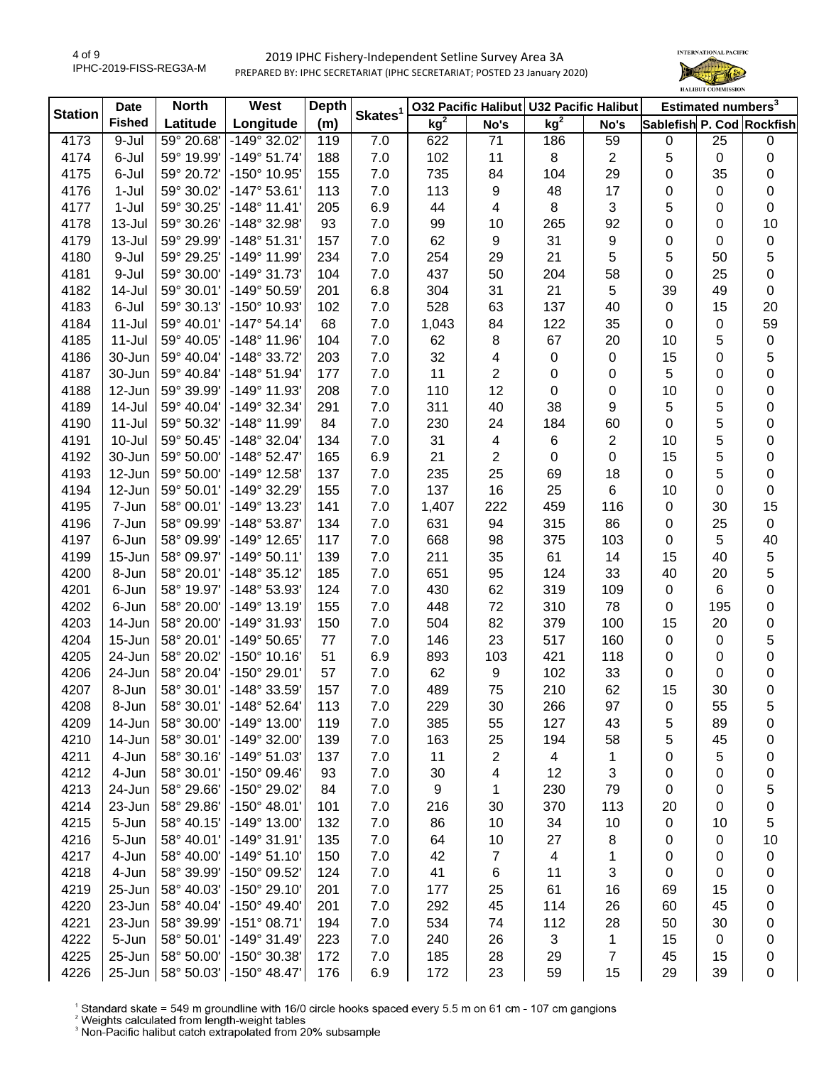2019 IPHC Fishery-Independent Setline Survey Area 3A

PREPARED BY: IPHC SECRETARIAT (IPHC SECRETARIAT; POSTED 23 January 2020)

| Station | Date Fished | North Latitude | West Longitude | Depth (m) | Skates[1] | O32 Pacific Halibut | | U32 Pacific Halibut | | Estimated numbers[3] | | |
|---|---|---|---|---|---|---|---|---|---|---|---|---|
| | | | | | | kg[2] | No's | kg[2] | No's | Sablefish | P. Cod | Rockfish |
| 4173 | 9-Jul | 59° 20.68' | -149° 32.02' | 119 | 7.0 | 622 | 71 | 186 | 59 | 0 | 25 | 0 |
| 4174 | 6-Jul | 59° 19.99' | -149° 51.74' | 188 | 7.0 | 102 | 11 | 8 | 2 | 5 | 0 | 0 |
| 4175 | 6-Jul | 59° 20.72' | -150° 10.95' | 155 | 7.0 | 735 | 84 | 104 | 29 | 0 | 35 | 0 |
| 4176 | 1-Jul | 59° 30.02' | -147° 53.61' | 113 | 7.0 | 113 | 9 | 48 | 17 | 0 | 0 | 0 |
| 4177 | 1-Jul | 59° 30.25' | -148° 11.41' | 205 | 6.9 | 44 | 4 | 8 | 3 | 5 | 0 | 0 |
| 4178 | 13-Jul | 59° 30.26' | -148° 32.98' | 93 | 7.0 | 99 | 10 | 265 | 92 | 0 | 0 | 10 |
| 4179 | 13-Jul | 59° 29.99' | -148° 51.31' | 157 | 7.0 | 62 | 9 | 31 | 9 | 0 | 0 | 0 |
| 4180 | 9-Jul | 59° 29.25' | -149° 11.99' | 234 | 7.0 | 254 | 29 | 21 | 5 | 5 | 50 | 5 |
| 4181 | 9-Jul | 59° 30.00' | -149° 31.73' | 104 | 7.0 | 437 | 50 | 204 | 58 | 0 | 25 | 0 |
| 4182 | 14-Jul | 59° 30.01' | -149° 50.59' | 201 | 6.8 | 304 | 31 | 21 | 5 | 39 | 49 | 0 |
| 4183 | 6-Jul | 59° 30.13' | -150° 10.93' | 102 | 7.0 | 528 | 63 | 137 | 40 | 0 | 15 | 20 |
| 4184 | 11-Jul | 59° 40.01' | -147° 54.14' | 68 | 7.0 | 1,043 | 84 | 122 | 35 | 0 | 0 | 59 |
| 4185 | 11-Jul | 59° 40.05' | -148° 11.96' | 104 | 7.0 | 62 | 8 | 67 | 20 | 10 | 5 | 0 |
| 4186 | 30-Jun | 59° 40.04' | -148° 33.72' | 203 | 7.0 | 32 | 4 | 0 | 0 | 15 | 0 | 5 |
| 4187 | 30-Jun | 59° 40.84' | -148° 51.94' | 177 | 7.0 | 11 | 2 | 0 | 0 | 5 | 0 | 0 |
| 4188 | 12-Jun | 59° 39.99' | -149° 11.93' | 208 | 7.0 | 110 | 12 | 0 | 0 | 10 | 0 | 0 |
| 4189 | 14-Jul | 59° 40.04' | -149° 32.34' | 291 | 7.0 | 311 | 40 | 38 | 9 | 5 | 5 | 0 |
| 4190 | 11-Jul | 59° 50.32' | -148° 11.99' | 84 | 7.0 | 230 | 24 | 184 | 60 | 0 | 5 | 0 |
| 4191 | 10-Jul | 59° 50.45' | -148° 32.04' | 134 | 7.0 | 31 | 4 | 6 | 2 | 10 | 5 | 0 |
| 4192 | 30-Jun | 59° 50.00' | -148° 52.47' | 165 | 6.9 | 21 | 2 | 0 | 0 | 15 | 5 | 0 |
| 4193 | 12-Jun | 59° 50.00' | -149° 12.58' | 137 | 7.0 | 235 | 25 | 69 | 18 | 0 | 5 | 0 |
| 4194 | 12-Jun | 59° 50.01' | -149° 32.29' | 155 | 7.0 | 137 | 16 | 25 | 6 | 10 | 0 | 0 |
| 4195 | 7-Jun | 58° 00.01' | -149° 13.23' | 141 | 7.0 | 1,407 | 222 | 459 | 116 | 0 | 30 | 15 |
| 4196 | 7-Jun | 58° 09.99' | -148° 53.87' | 134 | 7.0 | 631 | 94 | 315 | 86 | 0 | 25 | 0 |
| 4197 | 6-Jun | 58° 09.99' | -149° 12.65' | 117 | 7.0 | 668 | 98 | 375 | 103 | 0 | 5 | 40 |
| 4199 | 15-Jun | 58° 09.97' | -149° 50.11' | 139 | 7.0 | 211 | 35 | 61 | 14 | 15 | 40 | 5 |
| 4200 | 8-Jun | 58° 20.01' | -148° 35.12' | 185 | 7.0 | 651 | 95 | 124 | 33 | 40 | 20 | 5 |
| 4201 | 6-Jun | 58° 19.97' | -148° 53.93' | 124 | 7.0 | 430 | 62 | 319 | 109 | 0 | 6 | 0 |
| 4202 | 6-Jun | 58° 20.00' | -149° 13.19' | 155 | 7.0 | 448 | 72 | 310 | 78 | 0 | 195 | 0 |
| 4203 | 14-Jun | 58° 20.00' | -149° 31.93' | 150 | 7.0 | 504 | 82 | 379 | 100 | 15 | 20 | 0 |
| 4204 | 15-Jun | 58° 20.01' | -149° 50.65' | 77 | 7.0 | 146 | 23 | 517 | 160 | 0 | 0 | 5 |
| 4205 | 24-Jun | 58° 20.02' | -150° 10.16' | 51 | 6.9 | 893 | 103 | 421 | 118 | 0 | 0 | 0 |
| 4206 | 24-Jun | 58° 20.04' | -150° 29.01' | 57 | 7.0 | 62 | 9 | 102 | 33 | 0 | 0 | 0 |
| 4207 | 8-Jun | 58° 30.01' | -148° 33.59' | 157 | 7.0 | 489 | 75 | 210 | 62 | 15 | 30 | 0 |
| 4208 | 8-Jun | 58° 30.01' | -148° 52.64' | 113 | 7.0 | 229 | 30 | 266 | 97 | 0 | 55 | 5 |
| 4209 | 14-Jun | 58° 30.00' | -149° 13.00' | 119 | 7.0 | 385 | 55 | 127 | 43 | 5 | 89 | 0 |
| 4210 | 14-Jun | 58° 30.01' | -149° 32.00' | 139 | 7.0 | 163 | 25 | 194 | 58 | 5 | 45 | 0 |
| 4211 | 4-Jun | 58° 30.16' | -149° 51.03' | 137 | 7.0 | 11 | 2 | 4 | 1 | 0 | 5 | 0 |
| 4212 | 4-Jun | 58° 30.01' | -150° 09.46' | 93 | 7.0 | 30 | 4 | 12 | 3 | 0 | 0 | 0 |
| 4213 | 24-Jun | 58° 29.66' | -150° 29.02' | 84 | 7.0 | 9 | 1 | 230 | 79 | 0 | 0 | 5 |
| 4214 | 23-Jun | 58° 29.86' | -150° 48.01' | 101 | 7.0 | 216 | 30 | 370 | 113 | 20 | 0 | 0 |
| 4215 | 5-Jun | 58° 40.15' | -149° 13.00' | 132 | 7.0 | 86 | 10 | 34 | 10 | 0 | 10 | 5 |
| 4216 | 5-Jun | 58° 40.01' | -149° 31.91' | 135 | 7.0 | 64 | 10 | 27 | 8 | 0 | 0 | 10 |
| 4217 | 4-Jun | 58° 40.00' | -149° 51.10' | 150 | 7.0 | 42 | 7 | 4 | 1 | 0 | 0 | 0 |
| 4218 | 4-Jun | 58° 39.99' | -150° 09.52' | 124 | 7.0 | 41 | 6 | 11 | 3 | 0 | 0 | 0 |
| 4219 | 25-Jun | 58° 40.03' | -150° 29.10' | 201 | 7.0 | 177 | 25 | 61 | 16 | 69 | 15 | 0 |
| 4220 | 23-Jun | 58° 40.04' | -150° 49.40' | 201 | 7.0 | 292 | 45 | 114 | 26 | 60 | 45 | 0 |
| 4221 | 23-Jun | 58° 39.99' | -151° 08.71' | 194 | 7.0 | 534 | 74 | 112 | 28 | 50 | 30 | 0 |
| 4222 | 5-Jun | 58° 50.01' | -149° 31.49' | 223 | 7.0 | 240 | 26 | 3 | 1 | 15 | 0 | 0 |
| 4225 | 25-Jun | 58° 50.00' | -150° 30.38' | 172 | 7.0 | 185 | 28 | 29 | 7 | 45 | 15 | 0 |
| 4226 | 25-Jun | 58° 50.03' | -150° 48.47' | 176 | 6.9 | 172 | 23 | 59 | 15 | 29 | 39 | 0 |

[1] Standard skate = 549 m groundline with 16/0 circle hooks spaced every 5.5 m on 61 cm - 107 cm gangions
[2] Weights calculated from length-weight tables
[3] Non-Pacific halibut catch extrapolated from 20% subsample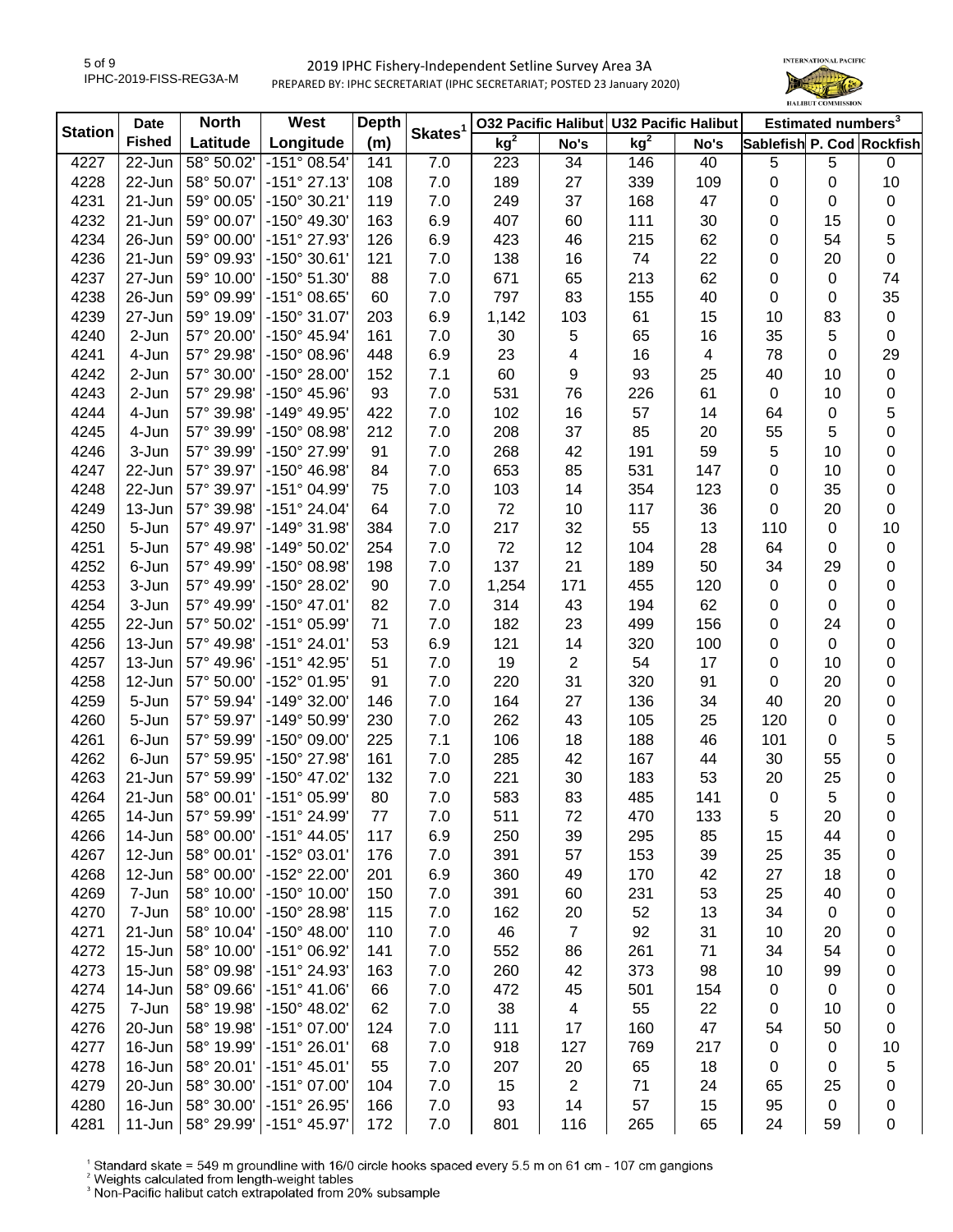| Station | Date Fished | North Latitude | West Longitude | Depth (m) | Skates[1] | O32 Pacific Halibut | | U32 Pacific Halibut | | Estimated numbers[3] | | |
|---|---|---|---|---|---|---|---|---|---|---|---|---|
| | | | | | | kg[2] | No's | kg[2] | No's | Sablefish | P. Cod | Rockfish |
| 4227 | 22-Jun | 58° 50.02' | -151° 08.54' | 141 | 7.0 | 223 | 34 | 146 | 40 | 5 | 5 | 0 |
| 4228 | 22-Jun | 58° 50.07' | -151° 27.13' | 108 | 7.0 | 189 | 27 | 339 | 109 | 0 | 0 | 10 |
| 4231 | 21-Jun | 59° 00.05' | -150° 30.21' | 119 | 7.0 | 249 | 37 | 168 | 47 | 0 | 0 | 0 |
| 4232 | 21-Jun | 59° 00.07' | -150° 49.30' | 163 | 6.9 | 407 | 60 | 111 | 30 | 0 | 15 | 0 |
| 4234 | 26-Jun | 59° 00.00' | -151° 27.93' | 126 | 6.9 | 423 | 46 | 215 | 62 | 0 | 54 | 5 |
| 4236 | 21-Jun | 59° 09.93' | -150° 30.61' | 121 | 7.0 | 138 | 16 | 74 | 22 | 0 | 20 | 0 |
| 4237 | 27-Jun | 59° 10.00' | -150° 51.30' | 88 | 7.0 | 671 | 65 | 213 | 62 | 0 | 0 | 74 |
| 4238 | 26-Jun | 59° 09.99' | -151° 08.65' | 60 | 7.0 | 797 | 83 | 155 | 40 | 0 | 0 | 35 |
| 4239 | 27-Jun | 59° 19.09' | -150° 31.07' | 203 | 6.9 | 1,142 | 103 | 61 | 15 | 10 | 83 | 0 |
| 4240 | 2-Jun | 57° 20.00' | -150° 45.94' | 161 | 7.0 | 30 | 5 | 65 | 16 | 35 | 5 | 0 |
| 4241 | 4-Jun | 57° 29.98' | -150° 08.96' | 448 | 6.9 | 23 | 4 | 16 | 4 | 78 | 0 | 29 |
| 4242 | 2-Jun | 57° 30.00' | -150° 28.00' | 152 | 7.1 | 60 | 9 | 93 | 25 | 40 | 10 | 0 |
| 4243 | 2-Jun | 57° 29.98' | -150° 45.96' | 93 | 7.0 | 531 | 76 | 226 | 61 | 0 | 10 | 0 |
| 4244 | 4-Jun | 57° 39.98' | -149° 49.95' | 422 | 7.0 | 102 | 16 | 57 | 14 | 64 | 0 | 5 |
| 4245 | 4-Jun | 57° 39.99' | -150° 08.98' | 212 | 7.0 | 208 | 37 | 85 | 20 | 55 | 5 | 0 |
| 4246 | 3-Jun | 57° 39.99' | -150° 27.99' | 91 | 7.0 | 268 | 42 | 191 | 59 | 5 | 10 | 0 |
| 4247 | 22-Jun | 57° 39.97' | -150° 46.98' | 84 | 7.0 | 653 | 85 | 531 | 147 | 0 | 10 | 0 |
| 4248 | 22-Jun | 57° 39.97' | -151° 04.99' | 75 | 7.0 | 103 | 14 | 354 | 123 | 0 | 35 | 0 |
| 4249 | 13-Jun | 57° 39.98' | -151° 24.04' | 64 | 7.0 | 72 | 10 | 117 | 36 | 0 | 20 | 0 |
| 4250 | 5-Jun | 57° 49.97' | -149° 31.98' | 384 | 7.0 | 217 | 32 | 55 | 13 | 110 | 0 | 10 |
| 4251 | 5-Jun | 57° 49.98' | -149° 50.02' | 254 | 7.0 | 72 | 12 | 104 | 28 | 64 | 0 | 0 |
| 4252 | 6-Jun | 57° 49.99' | -150° 08.98' | 198 | 7.0 | 137 | 21 | 189 | 50 | 34 | 29 | 0 |
| 4253 | 3-Jun | 57° 49.99' | -150° 28.02' | 90 | 7.0 | 1,254 | 171 | 455 | 120 | 0 | 0 | 0 |
| 4254 | 3-Jun | 57° 49.99' | -150° 47.01' | 82 | 7.0 | 314 | 43 | 194 | 62 | 0 | 0 | 0 |
| 4255 | 22-Jun | 57° 50.02' | -151° 05.99' | 71 | 7.0 | 182 | 23 | 499 | 156 | 0 | 24 | 0 |
| 4256 | 13-Jun | 57° 49.98' | -151° 24.01' | 53 | 6.9 | 121 | 14 | 320 | 100 | 0 | 0 | 0 |
| 4257 | 13-Jun | 57° 49.96' | -151° 42.95' | 51 | 7.0 | 19 | 2 | 54 | 17 | 0 | 10 | 0 |
| 4258 | 12-Jun | 57° 50.00' | -152° 01.95' | 91 | 7.0 | 220 | 31 | 320 | 91 | 0 | 20 | 0 |
| 4259 | 5-Jun | 57° 59.94' | -149° 32.00' | 146 | 7.0 | 164 | 27 | 136 | 34 | 40 | 20 | 0 |
| 4260 | 5-Jun | 57° 59.97' | -149° 50.99' | 230 | 7.0 | 262 | 43 | 105 | 25 | 120 | 0 | 0 |
| 4261 | 6-Jun | 57° 59.99' | -150° 09.00' | 225 | 7.1 | 106 | 18 | 188 | 46 | 101 | 0 | 5 |
| 4262 | 6-Jun | 57° 59.95' | -150° 27.98' | 161 | 7.0 | 285 | 42 | 167 | 44 | 30 | 55 | 0 |
| 4263 | 21-Jun | 57° 59.99' | -150° 47.02' | 132 | 7.0 | 221 | 30 | 183 | 53 | 20 | 25 | 0 |
| 4264 | 21-Jun | 58° 00.01' | -151° 05.99' | 80 | 7.0 | 583 | 83 | 485 | 141 | 0 | 5 | 0 |
| 4265 | 14-Jun | 57° 59.99' | -151° 24.99' | 77 | 7.0 | 511 | 72 | 470 | 133 | 5 | 20 | 0 |
| 4266 | 14-Jun | 58° 00.00' | -151° 44.05' | 117 | 6.9 | 250 | 39 | 295 | 85 | 15 | 44 | 0 |
| 4267 | 12-Jun | 58° 00.01' | -152° 03.01' | 176 | 7.0 | 391 | 57 | 153 | 39 | 25 | 35 | 0 |
| 4268 | 12-Jun | 58° 00.00' | -152° 22.00' | 201 | 6.9 | 360 | 49 | 170 | 42 | 27 | 18 | 0 |
| 4269 | 7-Jun | 58° 10.00' | -150° 10.00' | 150 | 7.0 | 391 | 60 | 231 | 53 | 25 | 40 | 0 |
| 4270 | 7-Jun | 58° 10.00' | -150° 28.98' | 115 | 7.0 | 162 | 20 | 52 | 13 | 34 | 0 | 0 |
| 4271 | 21-Jun | 58° 10.04' | -150° 48.00' | 110 | 7.0 | 46 | 7 | 92 | 31 | 10 | 20 | 0 |
| 4272 | 15-Jun | 58° 10.00' | -151° 06.92' | 141 | 7.0 | 552 | 86 | 261 | 71 | 34 | 54 | 0 |
| 4273 | 15-Jun | 58° 09.98' | -151° 24.93' | 163 | 7.0 | 260 | 42 | 373 | 98 | 10 | 99 | 0 |
| 4274 | 14-Jun | 58° 09.66' | -151° 41.06' | 66 | 7.0 | 472 | 45 | 501 | 154 | 0 | 0 | 0 |
| 4275 | 7-Jun | 58° 19.98' | -150° 48.02' | 62 | 7.0 | 38 | 4 | 55 | 22 | 0 | 10 | 0 |
| 4276 | 20-Jun | 58° 19.98' | -151° 07.00' | 124 | 7.0 | 111 | 17 | 160 | 47 | 54 | 50 | 0 |
| 4277 | 16-Jun | 58° 19.99' | -151° 26.01' | 68 | 7.0 | 918 | 127 | 769 | 217 | 0 | 0 | 10 |
| 4278 | 16-Jun | 58° 20.01' | -151° 45.01' | 55 | 7.0 | 207 | 20 | 65 | 18 | 0 | 0 | 5 |
| 4279 | 20-Jun | 58° 30.00' | -151° 07.00' | 104 | 7.0 | 15 | 2 | 71 | 24 | 65 | 25 | 0 |
| 4280 | 16-Jun | 58° 30.00' | -151° 26.95' | 166 | 7.0 | 93 | 14 | 57 | 15 | 95 | 0 | 0 |
| 4281 | 11-Jun | 58° 29.99' | -151° 45.97' | 172 | 7.0 | 801 | 116 | 265 | 65 | 24 | 59 | 0 |

[1] Standard skate = 549 m groundline with 16/0 circle hooks spaced every 5.5 m on 61 cm - 107 cm gangions
[2] Weights calculated from length-weight tables
[3] Non-Pacific halibut catch extrapolated from 20% subsample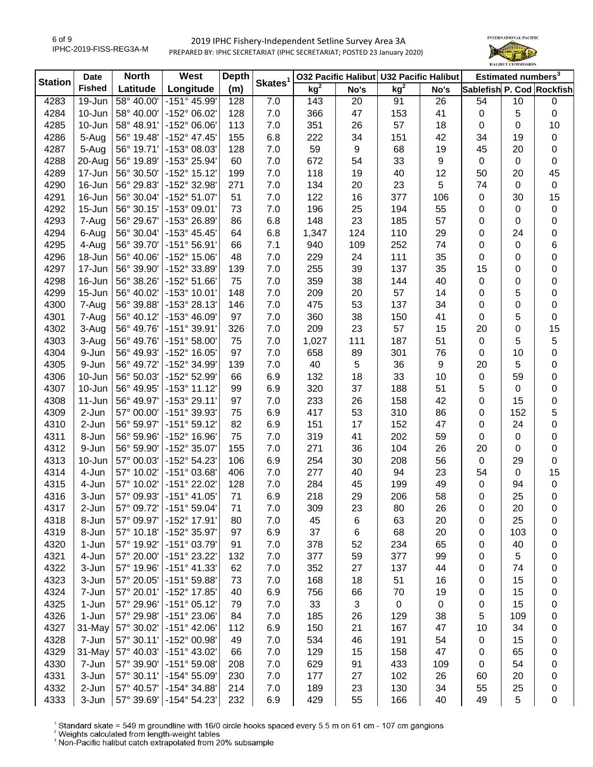2019 IPHC Fishery-Independent Setline Survey Area 3A

PREPARED BY: IPHC SECRETARIAT (IPHC SECRETARIAT; POSTED 23 January 2020)

| Station | Date Fished | North Latitude | West Longitude | Depth (m) | Skates[1] | O32 Pacific Halibut kg[2] | O32 Pacific Halibut No's | U32 Pacific Halibut kg[2] | U32 Pacific Halibut No's | Estimated numbers[3] Sablefish | P. Cod | Rockfish |
|---|---|---|---|---|---|---|---|---|---|---|---|---|
| 4283 | 19-Jun | 58° 40.00' | -151° 45.99' | 128 | 7.0 | 143 | 20 | 91 | 26 | 54 | 10 | 0 |
| 4284 | 10-Jun | 58° 40.00' | -152° 06.02' | 128 | 7.0 | 366 | 47 | 153 | 41 | 0 | 5 | 0 |
| 4285 | 10-Jun | 58° 48.91' | -152° 06.06' | 113 | 7.0 | 351 | 26 | 57 | 18 | 0 | 0 | 10 |
| 4286 | 5-Aug | 56° 19.48' | -152° 47.45' | 155 | 6.8 | 222 | 34 | 151 | 42 | 34 | 19 | 0 |
| 4287 | 5-Aug | 56° 19.71' | -153° 08.03' | 128 | 7.0 | 59 | 9 | 68 | 19 | 45 | 20 | 0 |
| 4288 | 20-Aug | 56° 19.89' | -153° 25.94' | 60 | 7.0 | 672 | 54 | 33 | 9 | 0 | 0 | 0 |
| 4289 | 17-Jun | 56° 30.50' | -152° 15.12' | 199 | 7.0 | 118 | 19 | 40 | 12 | 50 | 20 | 45 |
| 4290 | 16-Jun | 56° 29.83' | -152° 32.98' | 271 | 7.0 | 134 | 20 | 23 | 5 | 74 | 0 | 0 |
| 4291 | 16-Jun | 56° 30.04' | -152° 51.07' | 51 | 7.0 | 122 | 16 | 377 | 106 | 0 | 30 | 15 |
| 4292 | 15-Jun | 56° 30.15' | -153° 09.01' | 73 | 7.0 | 196 | 25 | 194 | 55 | 0 | 0 | 0 |
| 4293 | 7-Aug | 56° 29.67' | -153° 26.89' | 86 | 6.8 | 148 | 23 | 185 | 57 | 0 | 0 | 0 |
| 4294 | 6-Aug | 56° 30.04' | -153° 45.45' | 64 | 6.8 | 1,347 | 124 | 110 | 29 | 0 | 24 | 0 |
| 4295 | 4-Aug | 56° 39.70' | -151° 56.91' | 66 | 7.1 | 940 | 109 | 252 | 74 | 0 | 0 | 6 |
| 4296 | 18-Jun | 56° 40.06' | -152° 15.06' | 48 | 7.0 | 229 | 24 | 111 | 35 | 0 | 0 | 0 |
| 4297 | 17-Jun | 56° 39.90' | -152° 33.89' | 139 | 7.0 | 255 | 39 | 137 | 35 | 15 | 0 | 0 |
| 4298 | 16-Jun | 56° 38.26' | -152° 51.66' | 75 | 7.0 | 359 | 38 | 144 | 40 | 0 | 0 | 0 |
| 4299 | 15-Jun | 56° 40.02' | -153° 10.01' | 148 | 7.0 | 209 | 20 | 57 | 14 | 0 | 5 | 0 |
| 4300 | 7-Aug | 56° 39.88' | -153° 28.13' | 146 | 7.0 | 475 | 53 | 137 | 34 | 0 | 0 | 0 |
| 4301 | 7-Aug | 56° 40.12' | -153° 46.09' | 97 | 7.0 | 360 | 38 | 150 | 41 | 0 | 5 | 0 |
| 4302 | 3-Aug | 56° 49.76' | -151° 39.91' | 326 | 7.0 | 209 | 23 | 57 | 15 | 20 | 0 | 15 |
| 4303 | 3-Aug | 56° 49.76' | -151° 58.00' | 75 | 7.0 | 1,027 | 111 | 187 | 51 | 0 | 5 | 5 |
| 4304 | 9-Jun | 56° 49.93' | -152° 16.05' | 97 | 7.0 | 658 | 89 | 301 | 76 | 0 | 10 | 0 |
| 4305 | 9-Jun | 56° 49.72' | -152° 34.99' | 139 | 7.0 | 40 | 5 | 36 | 9 | 20 | 5 | 0 |
| 4306 | 10-Jun | 56° 50.03' | -152° 52.99' | 66 | 6.9 | 132 | 18 | 33 | 10 | 0 | 59 | 0 |
| 4307 | 10-Jun | 56° 49.95' | -153° 11.12' | 99 | 6.9 | 320 | 37 | 188 | 51 | 5 | 0 | 0 |
| 4308 | 11-Jun | 56° 49.97' | -153° 29.11' | 97 | 7.0 | 233 | 26 | 158 | 42 | 0 | 15 | 0 |
| 4309 | 2-Jun | 57° 00.00' | -151° 39.93' | 75 | 6.9 | 417 | 53 | 310 | 86 | 0 | 152 | 5 |
| 4310 | 2-Jun | 56° 59.97' | -151° 59.12' | 82 | 6.9 | 151 | 17 | 152 | 47 | 0 | 24 | 0 |
| 4311 | 8-Jun | 56° 59.96' | -152° 16.96' | 75 | 7.0 | 319 | 41 | 202 | 59 | 0 | 0 | 0 |
| 4312 | 9-Jun | 56° 59.90' | -152° 35.07' | 155 | 7.0 | 271 | 36 | 104 | 26 | 20 | 0 | 0 |
| 4313 | 10-Jun | 57° 00.03' | -152° 54.23' | 106 | 6.9 | 254 | 30 | 208 | 56 | 0 | 29 | 0 |
| 4314 | 4-Jun | 57° 10.02' | -151° 03.68' | 406 | 7.0 | 277 | 40 | 94 | 23 | 54 | 0 | 15 |
| 4315 | 4-Jun | 57° 10.02' | -151° 22.02' | 128 | 7.0 | 284 | 45 | 199 | 49 | 0 | 94 | 0 |
| 4316 | 3-Jun | 57° 09.93' | -151° 41.05' | 71 | 6.9 | 218 | 29 | 206 | 58 | 0 | 25 | 0 |
| 4317 | 2-Jun | 57° 09.72' | -151° 59.04' | 71 | 7.0 | 309 | 23 | 80 | 26 | 0 | 20 | 0 |
| 4318 | 8-Jun | 57° 09.97' | -152° 17.91' | 80 | 7.0 | 45 | 6 | 63 | 20 | 0 | 25 | 0 |
| 4319 | 8-Jun | 57° 10.18' | -152° 35.97' | 97 | 6.9 | 37 | 6 | 68 | 20 | 0 | 103 | 0 |
| 4320 | 1-Jun | 57° 19.92' | -151° 03.79' | 91 | 7.0 | 378 | 52 | 234 | 65 | 0 | 40 | 0 |
| 4321 | 4-Jun | 57° 20.00' | -151° 23.22' | 132 | 7.0 | 377 | 59 | 377 | 99 | 0 | 5 | 0 |
| 4322 | 3-Jun | 57° 19.96' | -151° 41.33' | 62 | 7.0 | 352 | 27 | 137 | 44 | 0 | 74 | 0 |
| 4323 | 3-Jun | 57° 20.05' | -151° 59.88' | 73 | 7.0 | 168 | 18 | 51 | 16 | 0 | 15 | 0 |
| 4324 | 7-Jun | 57° 20.01' | -152° 17.85' | 40 | 6.9 | 756 | 66 | 70 | 19 | 0 | 15 | 0 |
| 4325 | 1-Jun | 57° 29.96' | -151° 05.12' | 79 | 7.0 | 33 | 3 | 0 | 0 | 0 | 15 | 0 |
| 4326 | 1-Jun | 57° 29.98' | -151° 23.06' | 84 | 7.0 | 185 | 26 | 129 | 38 | 5 | 109 | 0 |
| 4327 | 31-May | 57° 30.02' | -151° 42.06' | 112 | 6.9 | 150 | 21 | 167 | 47 | 10 | 34 | 0 |
| 4328 | 7-Jun | 57° 30.11' | -152° 00.98' | 49 | 7.0 | 534 | 46 | 191 | 54 | 0 | 15 | 0 |
| 4329 | 31-May | 57° 40.03' | -151° 43.02' | 66 | 7.0 | 129 | 15 | 158 | 47 | 0 | 65 | 0 |
| 4330 | 7-Jun | 57° 39.90' | -151° 59.08' | 208 | 7.0 | 629 | 91 | 433 | 109 | 0 | 54 | 0 |
| 4331 | 3-Jun | 57° 30.11' | -154° 55.09' | 230 | 7.0 | 177 | 27 | 102 | 26 | 60 | 20 | 0 |
| 4332 | 2-Jun | 57° 40.57' | -154° 34.88' | 214 | 7.0 | 189 | 23 | 130 | 34 | 55 | 25 | 0 |
| 4333 | 3-Jun | 57° 39.69' | -154° 54.23' | 232 | 6.9 | 429 | 55 | 166 | 40 | 49 | 5 | 0 |

[1] Standard skate = 549 m groundline with 16/0 circle hooks spaced every 5.5 m on 61 cm - 107 cm gangions
[2] Weights calculated from length-weight tables
[3] Non-Pacific halibut catch extrapolated from 20% subsample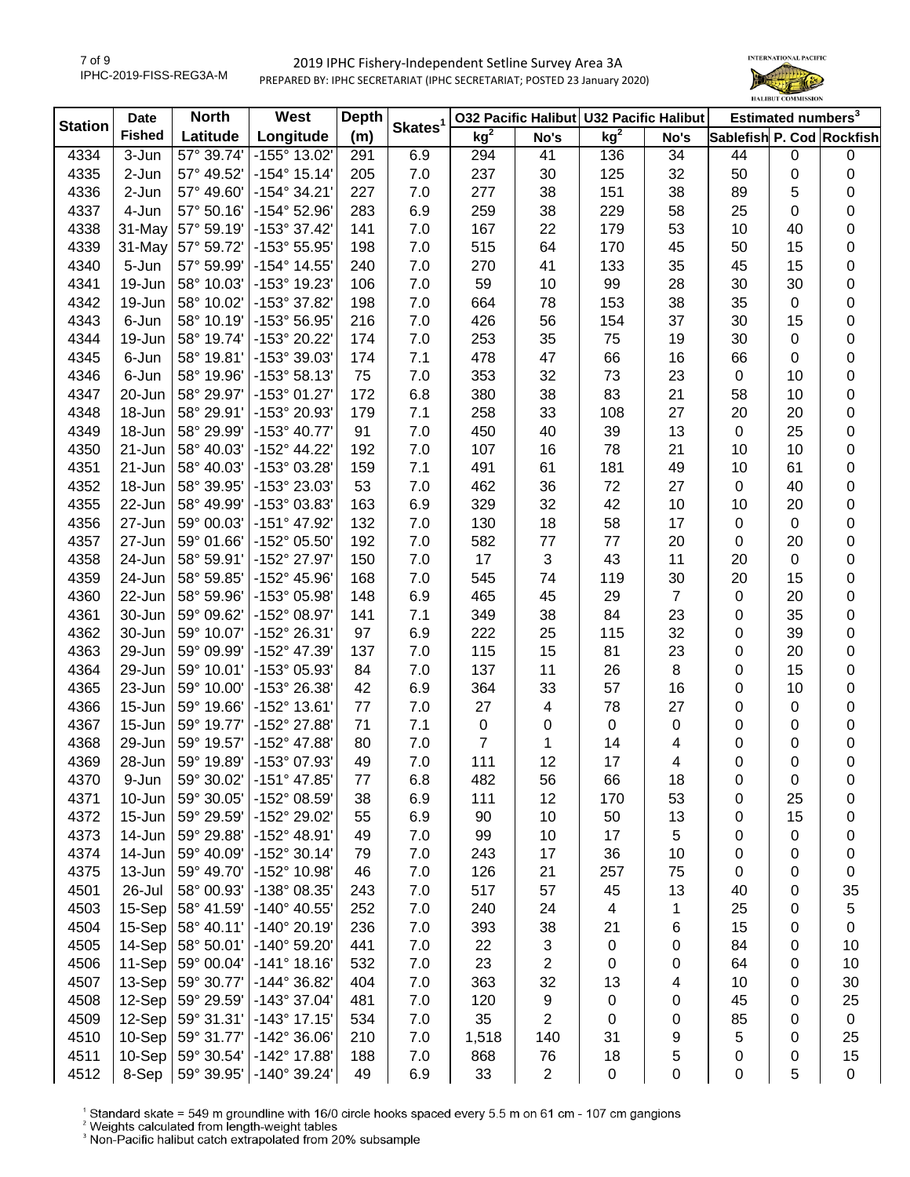# 2019 IPHC Fishery-Independent Setline Survey Area 3A

PREPARED BY: IPHC SECRETARIAT (IPHC SECRETARIAT; POSTED 23 January 2020)

| Station | Date Fished | North Latitude | West Longitude | Depth (m) | Skates[1] | O32 Pacific Halibut | | U32 Pacific Halibut | | Estimated numbers[3] | | |
|---|---|---|---|---|---|---|---|---|---|---|---|---|
| | | | | | | kg[2] | No's | kg[2] | No's | Sablefish | P. Cod | Rockfish |
| 4334 | 3-Jun | 57° 39.74' | -155° 13.02' | 291 | 6.9 | 294 | 41 | 136 | 34 | 44 | 0 | 0 |
| 4335 | 2-Jun | 57° 49.52' | -154° 15.14' | 205 | 7.0 | 237 | 30 | 125 | 32 | 50 | 0 | 0 |
| 4336 | 2-Jun | 57° 49.60' | -154° 34.21' | 227 | 7.0 | 277 | 38 | 151 | 38 | 89 | 5 | 0 |
| 4337 | 4-Jun | 57° 50.16' | -154° 52.96' | 283 | 6.9 | 259 | 38 | 229 | 58 | 25 | 0 | 0 |
| 4338 | 31-May | 57° 59.19' | -153° 37.42' | 141 | 7.0 | 167 | 22 | 179 | 53 | 10 | 40 | 0 |
| 4339 | 31-May | 57° 59.72' | -153° 55.95' | 198 | 7.0 | 515 | 64 | 170 | 45 | 50 | 15 | 0 |
| 4340 | 5-Jun | 57° 59.99' | -154° 14.55' | 240 | 7.0 | 270 | 41 | 133 | 35 | 45 | 15 | 0 |
| 4341 | 19-Jun | 58° 10.03' | -153° 19.23' | 106 | 7.0 | 59 | 10 | 99 | 28 | 30 | 30 | 0 |
| 4342 | 19-Jun | 58° 10.02' | -153° 37.82' | 198 | 7.0 | 664 | 78 | 153 | 38 | 35 | 0 | 0 |
| 4343 | 6-Jun | 58° 10.19' | -153° 56.95' | 216 | 7.0 | 426 | 56 | 154 | 37 | 30 | 15 | 0 |
| 4344 | 19-Jun | 58° 19.74' | -153° 20.22' | 174 | 7.0 | 253 | 35 | 75 | 19 | 30 | 0 | 0 |
| 4345 | 6-Jun | 58° 19.81' | -153° 39.03' | 174 | 7.1 | 478 | 47 | 66 | 16 | 66 | 0 | 0 |
| 4346 | 6-Jun | 58° 19.96' | -153° 58.13' | 75 | 7.0 | 353 | 32 | 73 | 23 | 0 | 10 | 0 |
| 4347 | 20-Jun | 58° 29.97' | -153° 01.27' | 172 | 6.8 | 380 | 38 | 83 | 21 | 58 | 10 | 0 |
| 4348 | 18-Jun | 58° 29.91' | -153° 20.93' | 179 | 7.1 | 258 | 33 | 108 | 27 | 20 | 20 | 0 |
| 4349 | 18-Jun | 58° 29.99' | -153° 40.77' | 91 | 7.0 | 450 | 40 | 39 | 13 | 0 | 25 | 0 |
| 4350 | 21-Jun | 58° 40.03' | -152° 44.22' | 192 | 7.0 | 107 | 16 | 78 | 21 | 10 | 10 | 0 |
| 4351 | 21-Jun | 58° 40.03' | -153° 03.28' | 159 | 7.1 | 491 | 61 | 181 | 49 | 10 | 61 | 0 |
| 4352 | 18-Jun | 58° 39.95' | -153° 23.03' | 53 | 7.0 | 462 | 36 | 72 | 27 | 0 | 40 | 0 |
| 4355 | 22-Jun | 58° 49.99' | -153° 03.83' | 163 | 6.9 | 329 | 32 | 42 | 10 | 10 | 20 | 0 |
| 4356 | 27-Jun | 59° 00.03' | -151° 47.92' | 132 | 7.0 | 130 | 18 | 58 | 17 | 0 | 0 | 0 |
| 4357 | 27-Jun | 59° 01.66' | -152° 05.50' | 192 | 7.0 | 582 | 77 | 77 | 20 | 0 | 20 | 0 |
| 4358 | 24-Jun | 58° 59.91' | -152° 27.97' | 150 | 7.0 | 17 | 3 | 43 | 11 | 20 | 0 | 0 |
| 4359 | 24-Jun | 58° 59.85' | -152° 45.96' | 168 | 7.0 | 545 | 74 | 119 | 30 | 20 | 15 | 0 |
| 4360 | 22-Jun | 58° 59.96' | -153° 05.98' | 148 | 6.9 | 465 | 45 | 29 | 7 | 0 | 20 | 0 |
| 4361 | 30-Jun | 59° 09.62' | -152° 08.97' | 141 | 7.1 | 349 | 38 | 84 | 23 | 0 | 35 | 0 |
| 4362 | 30-Jun | 59° 10.07' | -152° 26.31' | 97 | 6.9 | 222 | 25 | 115 | 32 | 0 | 39 | 0 |
| 4363 | 29-Jun | 59° 09.99' | -152° 47.39' | 137 | 7.0 | 115 | 15 | 81 | 23 | 0 | 20 | 0 |
| 4364 | 29-Jun | 59° 10.01' | -153° 05.93' | 84 | 7.0 | 137 | 11 | 26 | 8 | 0 | 15 | 0 |
| 4365 | 23-Jun | 59° 10.00' | -153° 26.38' | 42 | 6.9 | 364 | 33 | 57 | 16 | 0 | 10 | 0 |
| 4366 | 15-Jun | 59° 19.66' | -152° 13.61' | 77 | 7.0 | 27 | 4 | 78 | 27 | 0 | 0 | 0 |
| 4367 | 15-Jun | 59° 19.77' | -152° 27.88' | 71 | 7.1 | 0 | 0 | 0 | 0 | 0 | 0 | 0 |
| 4368 | 29-Jun | 59° 19.57' | -152° 47.88' | 80 | 7.0 | 7 | 1 | 14 | 4 | 0 | 0 | 0 |
| 4369 | 28-Jun | 59° 19.89' | -153° 07.93' | 49 | 7.0 | 111 | 12 | 17 | 4 | 0 | 0 | 0 |
| 4370 | 9-Jun | 59° 30.02' | -151° 47.85' | 77 | 6.8 | 482 | 56 | 66 | 18 | 0 | 0 | 0 |
| 4371 | 10-Jun | 59° 30.05' | -152° 08.59' | 38 | 6.9 | 111 | 12 | 170 | 53 | 0 | 25 | 0 |
| 4372 | 15-Jun | 59° 29.59' | -152° 29.02' | 55 | 6.9 | 90 | 10 | 50 | 13 | 0 | 15 | 0 |
| 4373 | 14-Jun | 59° 29.88' | -152° 48.91' | 49 | 7.0 | 99 | 10 | 17 | 5 | 0 | 0 | 0 |
| 4374 | 14-Jun | 59° 40.09' | -152° 30.14' | 79 | 7.0 | 243 | 17 | 36 | 10 | 0 | 0 | 0 |
| 4375 | 13-Jun | 59° 49.70' | -152° 10.98' | 46 | 7.0 | 126 | 21 | 257 | 75 | 0 | 0 | 0 |
| 4501 | 26-Jul | 58° 00.93' | -138° 08.35' | 243 | 7.0 | 517 | 57 | 45 | 13 | 40 | 0 | 35 |
| 4503 | 15-Sep | 58° 41.59' | -140° 40.55' | 252 | 7.0 | 240 | 24 | 4 | 1 | 25 | 0 | 5 |
| 4504 | 15-Sep | 58° 40.11' | -140° 20.19' | 236 | 7.0 | 393 | 38 | 21 | 6 | 15 | 0 | 0 |
| 4505 | 14-Sep | 58° 50.01' | -140° 59.20' | 441 | 7.0 | 22 | 3 | 0 | 0 | 84 | 0 | 10 |
| 4506 | 11-Sep | 59° 00.04' | -141° 18.16' | 532 | 7.0 | 23 | 2 | 0 | 0 | 64 | 0 | 10 |
| 4507 | 13-Sep | 59° 30.77' | -144° 36.82' | 404 | 7.0 | 363 | 32 | 13 | 4 | 10 | 0 | 30 |
| 4508 | 12-Sep | 59° 29.59' | -143° 37.04' | 481 | 7.0 | 120 | 9 | 0 | 0 | 45 | 0 | 25 |
| 4509 | 12-Sep | 59° 31.31' | -143° 17.15' | 534 | 7.0 | 35 | 2 | 0 | 0 | 85 | 0 | 0 |
| 4510 | 10-Sep | 59° 31.77' | -142° 36.06' | 210 | 7.0 | 1,518 | 140 | 31 | 9 | 5 | 0 | 25 |
| 4511 | 10-Sep | 59° 30.54' | -142° 17.88' | 188 | 7.0 | 868 | 76 | 18 | 5 | 0 | 0 | 15 |
| 4512 | 8-Sep | 59° 39.95' | -140° 39.24' | 49 | 6.9 | 33 | 2 | 0 | 0 | 0 | 5 | 0 |

[1] Standard skate = 549 m groundline with 16/0 circle hooks spaced every 5.5 m on 61 cm - 107 cm gangions
[2] Weights calculated from length-weight tables
[3] Non-Pacific halibut catch extrapolated from 20% subsample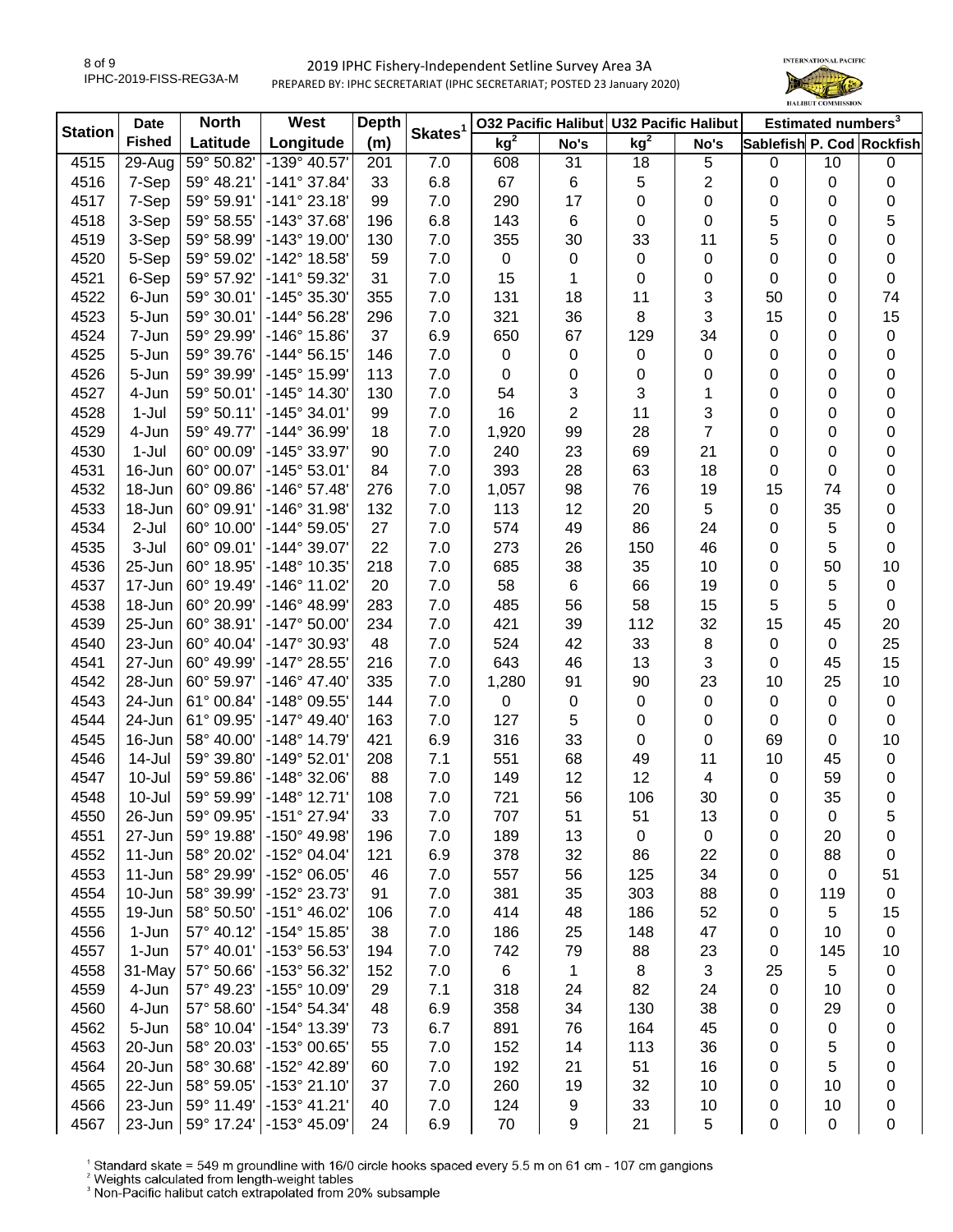2019 IPHC Fishery-Independent Setline Survey Area 3A

PREPARED BY: IPHC SECRETARIAT (IPHC SECRETARIAT; POSTED 23 January 2020)

| Station | Date Fished | North Latitude | West Longitude | Depth (m) | Skates[1] | O32 Pacific Halibut kg[2] | O32 Pacific Halibut No's | U32 Pacific Halibut kg[2] | U32 Pacific Halibut No's | Estimated numbers[3] Sablefish | Estimated numbers[3] P. Cod | Estimated numbers[3] Rockfish |
|---|---|---|---|---|---|---|---|---|---|---|---|---|
| 4515 | 29-Aug | 59° 50.82' | -139° 40.57' | 201 | 7.0 | 608 | 31 | 18 | 5 | 0 | 10 | 0 |
| 4516 | 7-Sep | 59° 48.21' | -141° 37.84' | 33 | 6.8 | 67 | 6 | 5 | 2 | 0 | 0 | 0 |
| 4517 | 7-Sep | 59° 59.91' | -141° 23.18' | 99 | 7.0 | 290 | 17 | 0 | 0 | 0 | 0 | 0 |
| 4518 | 3-Sep | 59° 58.55' | -143° 37.68' | 196 | 6.8 | 143 | 6 | 0 | 0 | 5 | 0 | 5 |
| 4519 | 3-Sep | 59° 58.99' | -143° 19.00' | 130 | 7.0 | 355 | 30 | 33 | 11 | 5 | 0 | 0 |
| 4520 | 5-Sep | 59° 59.02' | -142° 18.58' | 59 | 7.0 | 0 | 0 | 0 | 0 | 0 | 0 | 0 |
| 4521 | 6-Sep | 59° 57.92' | -141° 59.32' | 31 | 7.0 | 15 | 1 | 0 | 0 | 0 | 0 | 0 |
| 4522 | 6-Jun | 59° 30.01' | -145° 35.30' | 355 | 7.0 | 131 | 18 | 11 | 3 | 50 | 0 | 74 |
| 4523 | 5-Jun | 59° 30.01' | -144° 56.28' | 296 | 7.0 | 321 | 36 | 8 | 3 | 15 | 0 | 15 |
| 4524 | 7-Jun | 59° 29.99' | -146° 15.86' | 37 | 6.9 | 650 | 67 | 129 | 34 | 0 | 0 | 0 |
| 4525 | 5-Jun | 59° 39.76' | -144° 56.15' | 146 | 7.0 | 0 | 0 | 0 | 0 | 0 | 0 | 0 |
| 4526 | 5-Jun | 59° 39.99' | -145° 15.99' | 113 | 7.0 | 0 | 0 | 0 | 0 | 0 | 0 | 0 |
| 4527 | 4-Jun | 59° 50.01' | -145° 14.30' | 130 | 7.0 | 54 | 3 | 3 | 1 | 0 | 0 | 0 |
| 4528 | 1-Jul | 59° 50.11' | -145° 34.01' | 99 | 7.0 | 16 | 2 | 11 | 3 | 0 | 0 | 0 |
| 4529 | 4-Jun | 59° 49.77' | -144° 36.99' | 18 | 7.0 | 1,920 | 99 | 28 | 7 | 0 | 0 | 0 |
| 4530 | 1-Jul | 60° 00.09' | -145° 33.97' | 90 | 7.0 | 240 | 23 | 69 | 21 | 0 | 0 | 0 |
| 4531 | 16-Jun | 60° 00.07' | -145° 53.01' | 84 | 7.0 | 393 | 28 | 63 | 18 | 0 | 0 | 0 |
| 4532 | 18-Jun | 60° 09.86' | -146° 57.48' | 276 | 7.0 | 1,057 | 98 | 76 | 19 | 15 | 74 | 0 |
| 4533 | 18-Jun | 60° 09.91' | -146° 31.98' | 132 | 7.0 | 113 | 12 | 20 | 5 | 0 | 35 | 0 |
| 4534 | 2-Jul | 60° 10.00' | -144° 59.05' | 27 | 7.0 | 574 | 49 | 86 | 24 | 0 | 5 | 0 |
| 4535 | 3-Jul | 60° 09.01' | -144° 39.07' | 22 | 7.0 | 273 | 26 | 150 | 46 | 0 | 5 | 0 |
| 4536 | 25-Jun | 60° 18.95' | -148° 10.35' | 218 | 7.0 | 685 | 38 | 35 | 10 | 0 | 50 | 10 |
| 4537 | 17-Jun | 60° 19.49' | -146° 11.02' | 20 | 7.0 | 58 | 6 | 66 | 19 | 0 | 5 | 0 |
| 4538 | 18-Jun | 60° 20.99' | -146° 48.99' | 283 | 7.0 | 485 | 56 | 58 | 15 | 5 | 5 | 0 |
| 4539 | 25-Jun | 60° 38.91' | -147° 50.00' | 234 | 7.0 | 421 | 39 | 112 | 32 | 15 | 45 | 20 |
| 4540 | 23-Jun | 60° 40.04' | -147° 30.93' | 48 | 7.0 | 524 | 42 | 33 | 8 | 0 | 0 | 25 |
| 4541 | 27-Jun | 60° 49.99' | -147° 28.55' | 216 | 7.0 | 643 | 46 | 13 | 3 | 0 | 45 | 15 |
| 4542 | 28-Jun | 60° 59.97' | -146° 47.40' | 335 | 7.0 | 1,280 | 91 | 90 | 23 | 10 | 25 | 10 |
| 4543 | 24-Jun | 61° 00.84' | -148° 09.55' | 144 | 7.0 | 0 | 0 | 0 | 0 | 0 | 0 | 0 |
| 4544 | 24-Jun | 61° 09.95' | -147° 49.40' | 163 | 7.0 | 127 | 5 | 0 | 0 | 0 | 0 | 0 |
| 4545 | 16-Jun | 58° 40.00' | -148° 14.79' | 421 | 6.9 | 316 | 33 | 0 | 0 | 69 | 0 | 10 |
| 4546 | 14-Jul | 59° 39.80' | -149° 52.01' | 208 | 7.1 | 551 | 68 | 49 | 11 | 10 | 45 | 0 |
| 4547 | 10-Jul | 59° 59.86' | -148° 32.06' | 88 | 7.0 | 149 | 12 | 12 | 4 | 0 | 59 | 0 |
| 4548 | 10-Jul | 59° 59.99' | -148° 12.71' | 108 | 7.0 | 721 | 56 | 106 | 30 | 0 | 35 | 0 |
| 4550 | 26-Jun | 59° 09.95' | -151° 27.94' | 33 | 7.0 | 707 | 51 | 51 | 13 | 0 | 0 | 5 |
| 4551 | 27-Jun | 59° 19.88' | -150° 49.98' | 196 | 7.0 | 189 | 13 | 0 | 0 | 0 | 20 | 0 |
| 4552 | 11-Jun | 58° 20.02' | -152° 04.04' | 121 | 6.9 | 378 | 32 | 86 | 22 | 0 | 88 | 0 |
| 4553 | 11-Jun | 58° 29.99' | -152° 06.05' | 46 | 7.0 | 557 | 56 | 125 | 34 | 0 | 0 | 51 |
| 4554 | 10-Jun | 58° 39.99' | -152° 23.73' | 91 | 7.0 | 381 | 35 | 303 | 88 | 0 | 119 | 0 |
| 4555 | 19-Jun | 58° 50.50' | -151° 46.02' | 106 | 7.0 | 414 | 48 | 186 | 52 | 0 | 5 | 15 |
| 4556 | 1-Jun | 57° 40.12' | -154° 15.85' | 38 | 7.0 | 186 | 25 | 148 | 47 | 0 | 10 | 0 |
| 4557 | 1-Jun | 57° 40.01' | -153° 56.53' | 194 | 7.0 | 742 | 79 | 88 | 23 | 0 | 145 | 10 |
| 4558 | 31-May | 57° 50.66' | -153° 56.32' | 152 | 7.0 | 6 | 1 | 8 | 3 | 25 | 5 | 0 |
| 4559 | 4-Jun | 57° 49.23' | -155° 10.09' | 29 | 7.1 | 318 | 24 | 82 | 24 | 0 | 10 | 0 |
| 4560 | 4-Jun | 57° 58.60' | -154° 54.34' | 48 | 6.9 | 358 | 34 | 130 | 38 | 0 | 29 | 0 |
| 4562 | 5-Jun | 58° 10.04' | -154° 13.39' | 73 | 6.7 | 891 | 76 | 164 | 45 | 0 | 0 | 0 |
| 4563 | 20-Jun | 58° 20.03' | -153° 00.65' | 55 | 7.0 | 152 | 14 | 113 | 36 | 0 | 5 | 0 |
| 4564 | 20-Jun | 58° 30.68' | -152° 42.89' | 60 | 7.0 | 192 | 21 | 51 | 16 | 0 | 5 | 0 |
| 4565 | 22-Jun | 58° 59.05' | -153° 21.10' | 37 | 7.0 | 260 | 19 | 32 | 10 | 0 | 10 | 0 |
| 4566 | 23-Jun | 59° 11.49' | -153° 41.21' | 40 | 7.0 | 124 | 9 | 33 | 10 | 0 | 10 | 0 |
| 4567 | 23-Jun | 59° 17.24' | -153° 45.09' | 24 | 6.9 | 70 | 9 | 21 | 5 | 0 | 0 | 0 |

[1] Standard skate = 549 m groundline with 16/0 circle hooks spaced every 5.5 m on 61 cm - 107 cm gangions

[2] Weights calculated from length-weight tables

[3] Non-Pacific halibut catch extrapolated from 20% subsample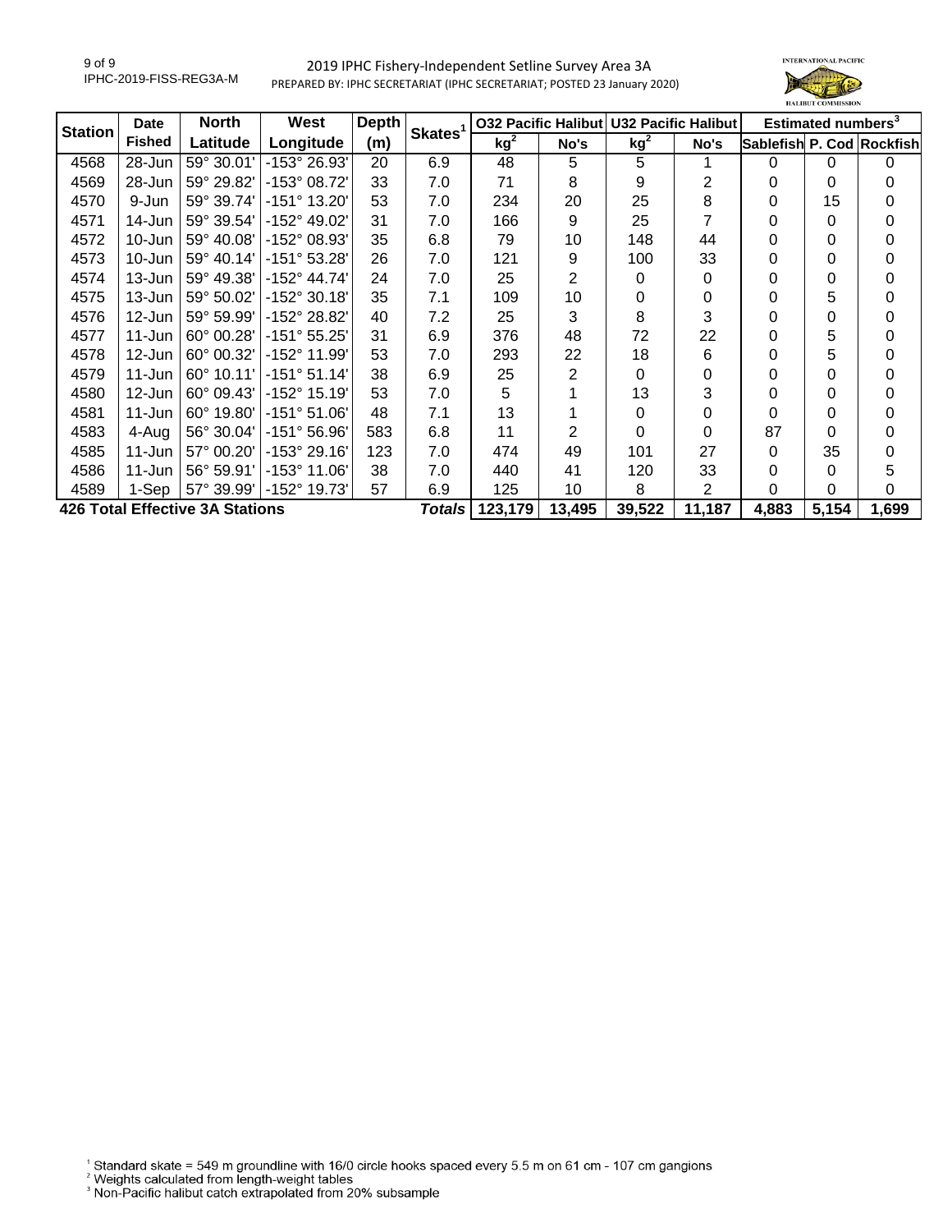2019 IPHC Fishery-Independent Setline Survey Area 3A

PREPARED BY: IPHC SECRETARIAT (IPHC SECRETARIAT; POSTED 23 January 2020)

| Station | Date Fished | North Latitude | West Longitude | Depth (m) | Skates[1] | O32 Pacific Halibut | | U32 Pacific Halibut | | Estimated numbers[3] | | |
|---|---|---|---|---|---|---|---|---|---|---|---|---|
| | | | | | | kg[2] | No's | kg[2] | No's | Sablefish | P. Cod | Rockfish |
| 4568 | 28-Jun | 59° 30.01' | -153° 26.93' | 20 | 6.9 | 48 | 5 | 5 | 1 | 0 | 0 | 0 |
| 4569 | 28-Jun | 59° 29.82' | -153° 08.72' | 33 | 7.0 | 71 | 8 | 9 | 2 | 0 | 0 | 0 |
| 4570 | 9-Jun | 59° 39.74' | -151° 13.20' | 53 | 7.0 | 234 | 20 | 25 | 8 | 0 | 15 | 0 |
| 4571 | 14-Jun | 59° 39.54' | -152° 49.02' | 31 | 7.0 | 166 | 9 | 25 | 7 | 0 | 0 | 0 |
| 4572 | 10-Jun | 59° 40.08' | -152° 08.93' | 35 | 6.8 | 79 | 10 | 148 | 44 | 0 | 0 | 0 |
| 4573 | 10-Jun | 59° 40.14' | -151° 53.28' | 26 | 7.0 | 121 | 9 | 100 | 33 | 0 | 0 | 0 |
| 4574 | 13-Jun | 59° 49.38' | -152° 44.74' | 24 | 7.0 | 25 | 2 | 0 | 0 | 0 | 0 | 0 |
| 4575 | 13-Jun | 59° 50.02' | -152° 30.18' | 35 | 7.1 | 109 | 10 | 0 | 0 | 0 | 5 | 0 |
| 4576 | 12-Jun | 59° 59.99' | -152° 28.82' | 40 | 7.2 | 25 | 3 | 8 | 3 | 0 | 0 | 0 |
| 4577 | 11-Jun | 60° 00.28' | -151° 55.25' | 31 | 6.9 | 376 | 48 | 72 | 22 | 0 | 5 | 0 |
| 4578 | 12-Jun | 60° 00.32' | -152° 11.99' | 53 | 7.0 | 293 | 22 | 18 | 6 | 0 | 5 | 0 |
| 4579 | 11-Jun | 60° 10.11' | -151° 51.14' | 38 | 6.9 | 25 | 2 | 0 | 0 | 0 | 0 | 0 |
| 4580 | 12-Jun | 60° 09.43' | -152° 15.19' | 53 | 7.0 | 5 | 1 | 13 | 3 | 0 | 0 | 0 |
| 4581 | 11-Jun | 60° 19.80' | -151° 51.06' | 48 | 7.1 | 13 | 1 | 0 | 0 | 0 | 0 | 0 |
| 4583 | 4-Aug | 56° 30.04' | -151° 56.96' | 583 | 6.8 | 11 | 2 | 0 | 0 | 87 | 0 | 0 |
| 4585 | 11-Jun | 57° 00.20' | -153° 29.16' | 123 | 7.0 | 474 | 49 | 101 | 27 | 0 | 35 | 0 |
| 4586 | 11-Jun | 56° 59.91' | -153° 11.06' | 38 | 7.0 | 440 | 41 | 120 | 33 | 0 | 0 | 5 |
| 4589 | 1-Sep | 57° 39.99' | -152° 19.73' | 57 | 6.9 | 125 | 10 | 8 | 2 | 0 | 0 | 0 |
| **426 Total Effective 3A Stations** | | | | | ***Totals*** | **123,179** | **13,495** | **39,522** | **11,187** | **4,883** | **5,154** | **1,699** |

[1] Standard skate = 549 m groundline with 16/0 circle hooks spaced every 5.5 m on 61 cm - 107 cm gangions

[2] Weights calculated from length-weight tables

[3] Non-Pacific halibut catch extrapolated from 20% subsample